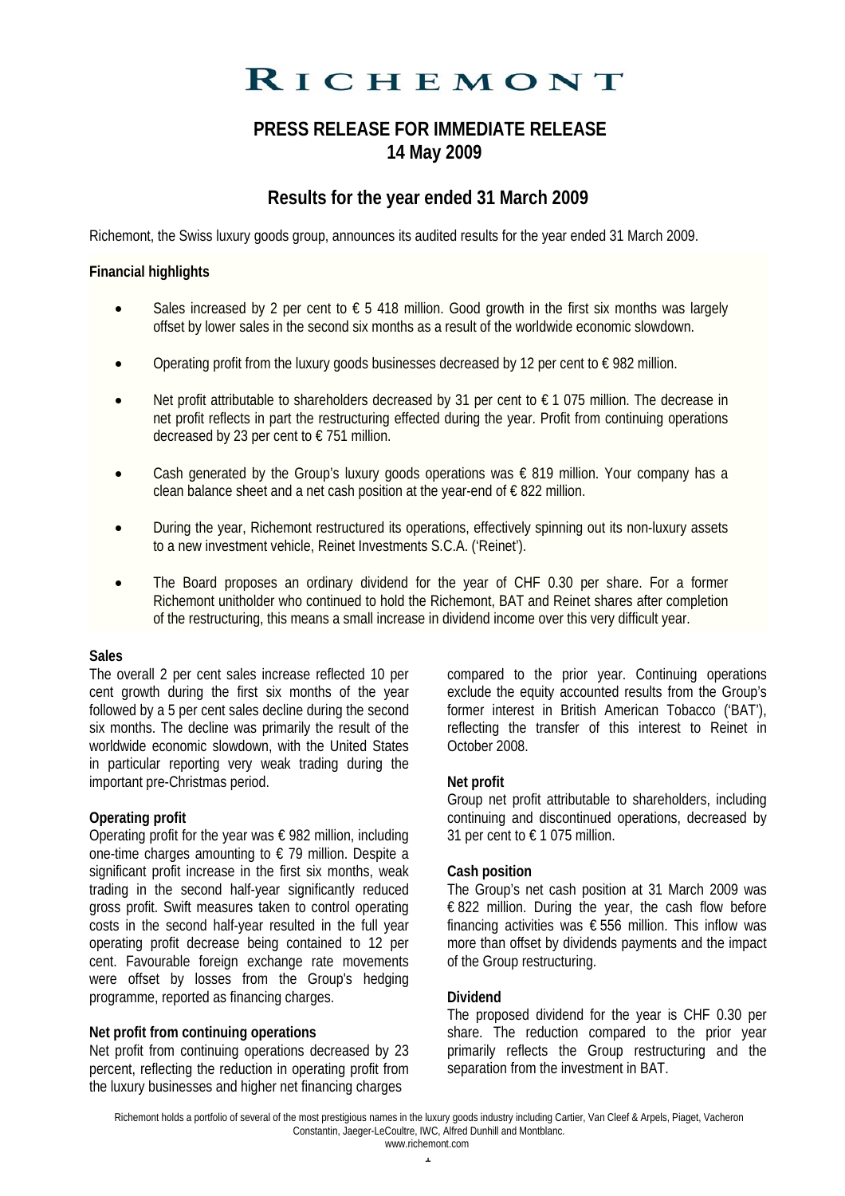# RICHEMONT

## PRESS RELEASE FOR IMMEDIATE RELEASE
## 14 May 2009

## Results for the year ended 31 March 2009

Richemont, the Swiss luxury goods group, announces its audited results for the year ended 31 March 2009.

### Financial highlights

- Sales increased by 2 per cent to € 5 418 million. Good growth in the first six months was largely offset by lower sales in the second six months as a result of the worldwide economic slowdown.
- Operating profit from the luxury goods businesses decreased by 12 per cent to € 982 million.
- Net profit attributable to shareholders decreased by 31 per cent to € 1 075 million. The decrease in net profit reflects in part the restructuring effected during the year. Profit from continuing operations decreased by 23 per cent to € 751 million.
- Cash generated by the Group's luxury goods operations was € 819 million. Your company has a clean balance sheet and a net cash position at the year-end of € 822 million.
- During the year, Richemont restructured its operations, effectively spinning out its non-luxury assets to a new investment vehicle, Reinet Investments S.C.A. ('Reinet').
- The Board proposes an ordinary dividend for the year of CHF 0.30 per share. For a former Richemont unitholder who continued to hold the Richemont, BAT and Reinet shares after completion of the restructuring, this means a small increase in dividend income over this very difficult year.

**Sales**

The overall 2 per cent sales increase reflected 10 per cent growth during the first six months of the year followed by a 5 per cent sales decline during the second six months. The decline was primarily the result of the worldwide economic slowdown, with the United States in particular reporting very weak trading during the important pre-Christmas period.

**Operating profit**

Operating profit for the year was € 982 million, including one-time charges amounting to € 79 million. Despite a significant profit increase in the first six months, weak trading in the second half-year significantly reduced gross profit. Swift measures taken to control operating costs in the second half-year resulted in the full year operating profit decrease being contained to 12 per cent. Favourable foreign exchange rate movements were offset by losses from the Group's hedging programme, reported as financing charges.

**Net profit from continuing operations**

Net profit from continuing operations decreased by 23 percent, reflecting the reduction in operating profit from the luxury businesses and higher net financing charges compared to the prior year. Continuing operations exclude the equity accounted results from the Group's former interest in British American Tobacco ('BAT'), reflecting the transfer of this interest to Reinet in October 2008.

**Net profit**

Group net profit attributable to shareholders, including continuing and discontinued operations, decreased by 31 per cent to € 1 075 million.

**Cash position**

The Group's net cash position at 31 March 2009 was € 822 million. During the year, the cash flow before financing activities was € 556 million. This inflow was more than offset by dividends payments and the impact of the Group restructuring.

**Dividend**

The proposed dividend for the year is CHF 0.30 per share. The reduction compared to the prior year primarily reflects the Group restructuring and the separation from the investment in BAT.

Richemont holds a portfolio of several of the most prestigious names in the luxury goods industry including Cartier, Van Cleef & Arpels, Piaget, Vacheron Constantin, Jaeger-LeCoultre, IWC, Alfred Dunhill and Montblanc.
www.richemont.com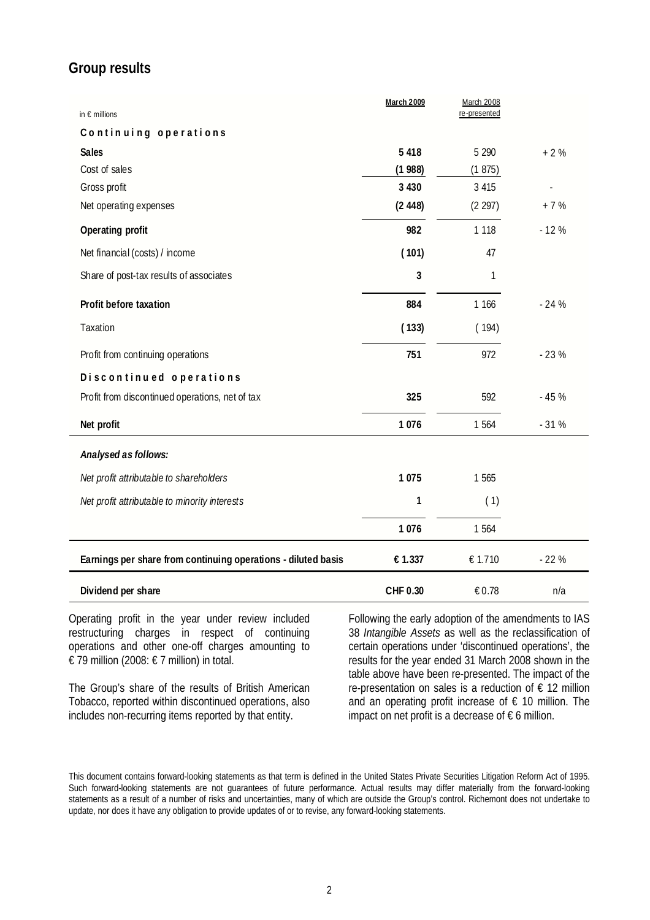## Group results

| in € millions | **March 2009** | March 2008 re-presented | |
|---|---|---|---|
| **Continuing operations** | | | |
| **Sales** | **5 418** | 5 290 | + 2 % |
| Cost of sales | **(1 988)** | (1 875) | |
| Gross profit | **3 430** | 3 415 | - |
| Net operating expenses | **(2 448)** | (2 297) | + 7 % |
| **Operating profit** | **982** | 1 118 | - 12 % |
| Net financial (costs) / income | **( 101)** | 47 | |
| Share of post-tax results of associates | **3** | 1 | |
| **Profit before taxation** | **884** | 1 166 | - 24 % |
| Taxation | **( 133)** | ( 194) | |
| Profit from continuing operations | **751** | 972 | - 23 % |
| **Discontinued operations** | | | |
| Profit from discontinued operations, net of tax | **325** | 592 | - 45 % |
| **Net profit** | **1 076** | 1 564 | - 31 % |
| ***Analysed as follows:*** | | | |
| *Net profit attributable to shareholders* | **1 075** | 1 565 | |
| *Net profit attributable to minority interests* | **1** | ( 1) | |
| | **1 076** | 1 564 | |
| **Earnings per share from continuing operations - diluted basis** | **€ 1.337** | € 1.710 | - 22 % |
| **Dividend per share** | **CHF 0.30** | € 0.78 | n/a |

Operating profit in the year under review included restructuring charges in respect of continuing operations and other one-off charges amounting to € 79 million (2008: € 7 million) in total.

The Group's share of the results of British American Tobacco, reported within discontinued operations, also includes non-recurring items reported by that entity.

Following the early adoption of the amendments to IAS 38 *Intangible Assets* as well as the reclassification of certain operations under 'discontinued operations', the results for the year ended 31 March 2008 shown in the table above have been re-presented. The impact of the re-presentation on sales is a reduction of € 12 million and an operating profit increase of € 10 million. The impact on net profit is a decrease of € 6 million.

This document contains forward-looking statements as that term is defined in the United States Private Securities Litigation Reform Act of 1995. Such forward-looking statements are not guarantees of future performance. Actual results may differ materially from the forward-looking statements as a result of a number of risks and uncertainties, many of which are outside the Group's control. Richemont does not undertake to update, nor does it have any obligation to provide updates of or to revise, any forward-looking statements.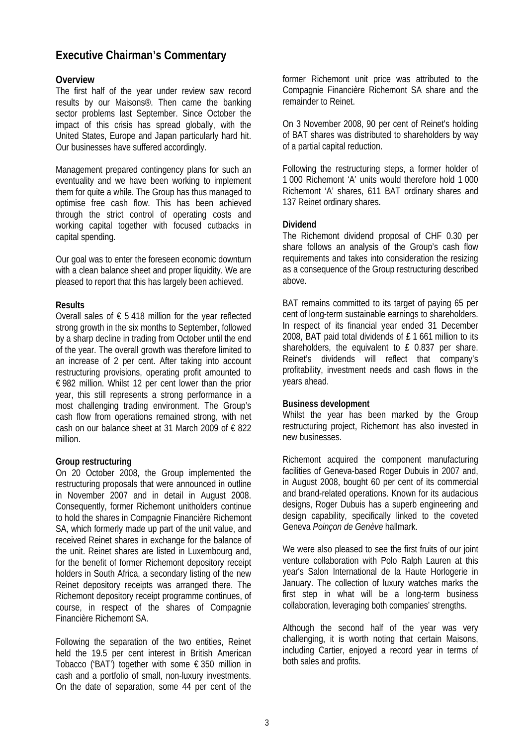# Executive Chairman's Commentary

### Overview

The first half of the year under review saw record results by our Maisons®. Then came the banking sector problems last September. Since October the impact of this crisis has spread globally, with the United States, Europe and Japan particularly hard hit. Our businesses have suffered accordingly.

Management prepared contingency plans for such an eventuality and we have been working to implement them for quite a while. The Group has thus managed to optimise free cash flow. This has been achieved through the strict control of operating costs and working capital together with focused cutbacks in capital spending.

Our goal was to enter the foreseen economic downturn with a clean balance sheet and proper liquidity. We are pleased to report that this has largely been achieved.

### Results

Overall sales of € 5 418 million for the year reflected strong growth in the six months to September, followed by a sharp decline in trading from October until the end of the year. The overall growth was therefore limited to an increase of 2 per cent. After taking into account restructuring provisions, operating profit amounted to € 982 million. Whilst 12 per cent lower than the prior year, this still represents a strong performance in a most challenging trading environment. The Group's cash flow from operations remained strong, with net cash on our balance sheet at 31 March 2009 of € 822 million.

### Group restructuring

On 20 October 2008, the Group implemented the restructuring proposals that were announced in outline in November 2007 and in detail in August 2008. Consequently, former Richemont unitholders continue to hold the shares in Compagnie Financière Richemont SA, which formerly made up part of the unit value, and received Reinet shares in exchange for the balance of the unit. Reinet shares are listed in Luxembourg and, for the benefit of former Richemont depository receipt holders in South Africa, a secondary listing of the new Reinet depository receipts was arranged there. The Richemont depository receipt programme continues, of course, in respect of the shares of Compagnie Financière Richemont SA.

Following the separation of the two entities, Reinet held the 19.5 per cent interest in British American Tobacco ('BAT') together with some € 350 million in cash and a portfolio of small, non-luxury investments. On the date of separation, some 44 per cent of the former Richemont unit price was attributed to the Compagnie Financière Richemont SA share and the remainder to Reinet.

On 3 November 2008, 90 per cent of Reinet's holding of BAT shares was distributed to shareholders by way of a partial capital reduction.

Following the restructuring steps, a former holder of 1 000 Richemont 'A' units would therefore hold 1 000 Richemont 'A' shares, 611 BAT ordinary shares and 137 Reinet ordinary shares.

### Dividend

The Richemont dividend proposal of CHF 0.30 per share follows an analysis of the Group's cash flow requirements and takes into consideration the resizing as a consequence of the Group restructuring described above.

BAT remains committed to its target of paying 65 per cent of long-term sustainable earnings to shareholders. In respect of its financial year ended 31 December 2008, BAT paid total dividends of £ 1 661 million to its shareholders, the equivalent to £ 0.837 per share. Reinet's dividends will reflect that company's profitability, investment needs and cash flows in the years ahead.

### Business development

Whilst the year has been marked by the Group restructuring project, Richemont has also invested in new businesses.

Richemont acquired the component manufacturing facilities of Geneva-based Roger Dubuis in 2007 and, in August 2008, bought 60 per cent of its commercial and brand-related operations. Known for its audacious designs, Roger Dubuis has a superb engineering and design capability, specifically linked to the coveted Geneva *Poinçon de Genève* hallmark.

We were also pleased to see the first fruits of our joint venture collaboration with Polo Ralph Lauren at this year's Salon International de la Haute Horlogerie in January. The collection of luxury watches marks the first step in what will be a long-term business collaboration, leveraging both companies' strengths.

Although the second half of the year was very challenging, it is worth noting that certain Maisons, including Cartier, enjoyed a record year in terms of both sales and profits.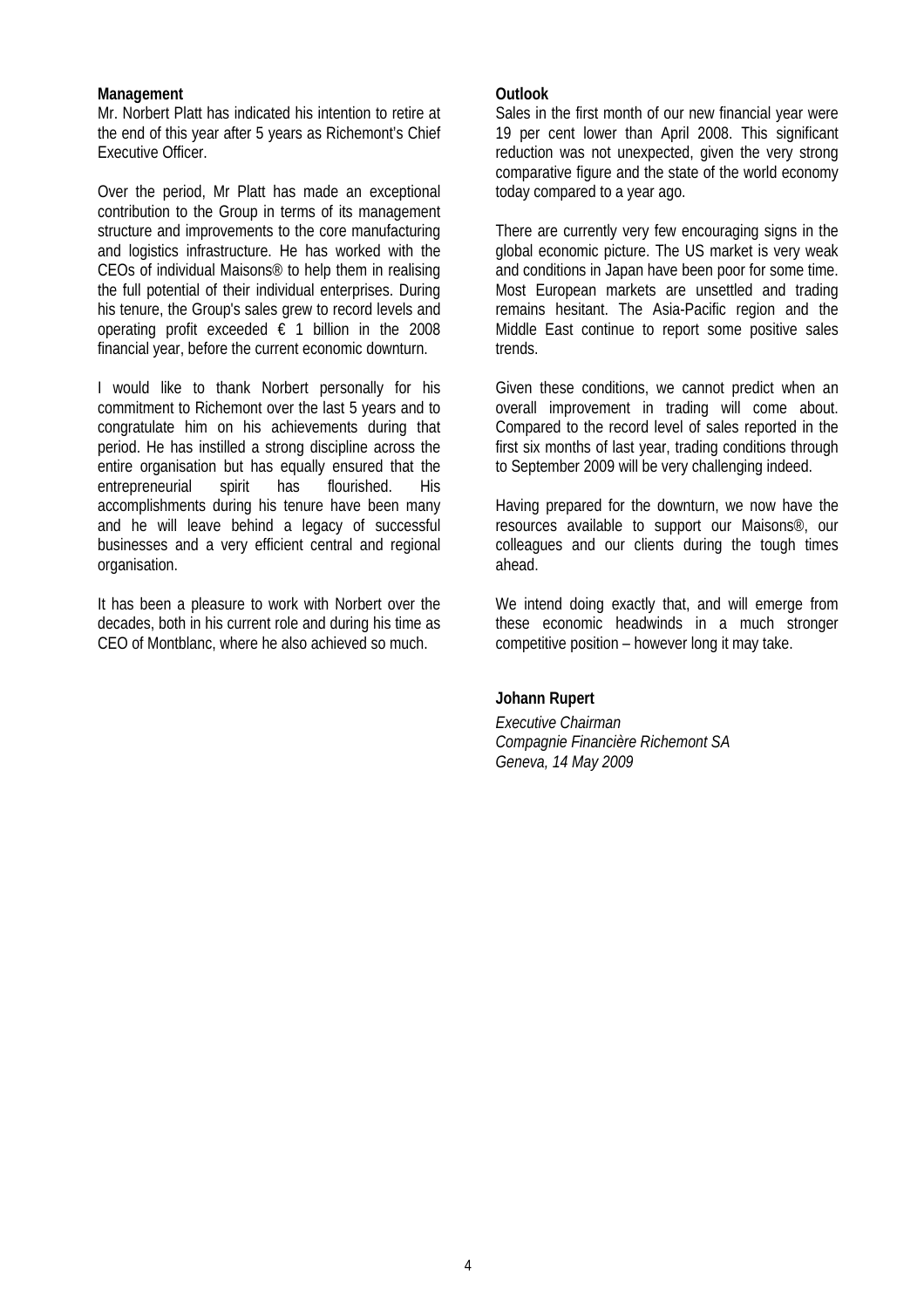**Management**

Mr. Norbert Platt has indicated his intention to retire at the end of this year after 5 years as Richemont's Chief Executive Officer.

Over the period, Mr Platt has made an exceptional contribution to the Group in terms of its management structure and improvements to the core manufacturing and logistics infrastructure. He has worked with the CEOs of individual Maisons® to help them in realising the full potential of their individual enterprises. During his tenure, the Group's sales grew to record levels and operating profit exceeded € 1 billion in the 2008 financial year, before the current economic downturn.

I would like to thank Norbert personally for his commitment to Richemont over the last 5 years and to congratulate him on his achievements during that period. He has instilled a strong discipline across the entire organisation but has equally ensured that the entrepreneurial spirit has flourished. His accomplishments during his tenure have been many and he will leave behind a legacy of successful businesses and a very efficient central and regional organisation.

It has been a pleasure to work with Norbert over the decades, both in his current role and during his time as CEO of Montblanc, where he also achieved so much.

**Outlook**

Sales in the first month of our new financial year were 19 per cent lower than April 2008. This significant reduction was not unexpected, given the very strong comparative figure and the state of the world economy today compared to a year ago.

There are currently very few encouraging signs in the global economic picture. The US market is very weak and conditions in Japan have been poor for some time. Most European markets are unsettled and trading remains hesitant. The Asia-Pacific region and the Middle East continue to report some positive sales trends.

Given these conditions, we cannot predict when an overall improvement in trading will come about. Compared to the record level of sales reported in the first six months of last year, trading conditions through to September 2009 will be very challenging indeed.

Having prepared for the downturn, we now have the resources available to support our Maisons®, our colleagues and our clients during the tough times ahead.

We intend doing exactly that, and will emerge from these economic headwinds in a much stronger competitive position – however long it may take.

**Johann Rupert**

*Executive Chairman*
*Compagnie Financière Richemont SA*
*Geneva, 14 May 2009*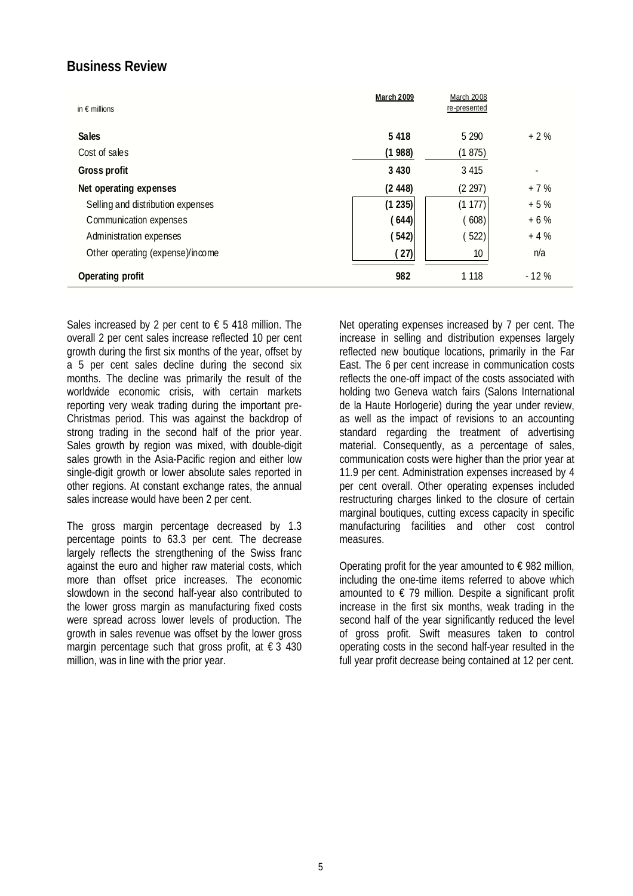## Business Review

| in € millions | **March 2009** | March 2008 re-presented | |
|---|---|---|---|
| **Sales** | **5 418** | 5 290 | + 2 % |
| Cost of sales | **(1 988)** | (1 875) | |
| **Gross profit** | **3 430** | 3 415 | - |
| **Net operating expenses** | **(2 448)** | (2 297) | + 7 % |
| Selling and distribution expenses | **(1 235)** | (1 177) | + 5 % |
| Communication expenses | **( 644)** | ( 608) | + 6 % |
| Administration expenses | **( 542)** | ( 522) | + 4 % |
| Other operating (expense)/income | **( 27)** | 10 | n/a |
| **Operating profit** | **982** | 1 118 | - 12 % |

Sales increased by 2 per cent to € 5 418 million. The overall 2 per cent sales increase reflected 10 per cent growth during the first six months of the year, offset by a 5 per cent sales decline during the second six months. The decline was primarily the result of the worldwide economic crisis, with certain markets reporting very weak trading during the important pre-Christmas period. This was against the backdrop of strong trading in the second half of the prior year. Sales growth by region was mixed, with double-digit sales growth in the Asia-Pacific region and either low single-digit growth or lower absolute sales reported in other regions. At constant exchange rates, the annual sales increase would have been 2 per cent.

The gross margin percentage decreased by 1.3 percentage points to 63.3 per cent. The decrease largely reflects the strengthening of the Swiss franc against the euro and higher raw material costs, which more than offset price increases. The economic slowdown in the second half-year also contributed to the lower gross margin as manufacturing fixed costs were spread across lower levels of production. The growth in sales revenue was offset by the lower gross margin percentage such that gross profit, at € 3 430 million, was in line with the prior year.

Net operating expenses increased by 7 per cent. The increase in selling and distribution expenses largely reflected new boutique locations, primarily in the Far East. The 6 per cent increase in communication costs reflects the one-off impact of the costs associated with holding two Geneva watch fairs (Salons International de la Haute Horlogerie) during the year under review, as well as the impact of revisions to an accounting standard regarding the treatment of advertising material. Consequently, as a percentage of sales, communication costs were higher than the prior year at 11.9 per cent. Administration expenses increased by 4 per cent overall. Other operating expenses included restructuring charges linked to the closure of certain marginal boutiques, cutting excess capacity in specific manufacturing facilities and other cost control measures.

Operating profit for the year amounted to € 982 million, including the one-time items referred to above which amounted to € 79 million. Despite a significant profit increase in the first six months, weak trading in the second half of the year significantly reduced the level of gross profit. Swift measures taken to control operating costs in the second half-year resulted in the full year profit decrease being contained at 12 per cent.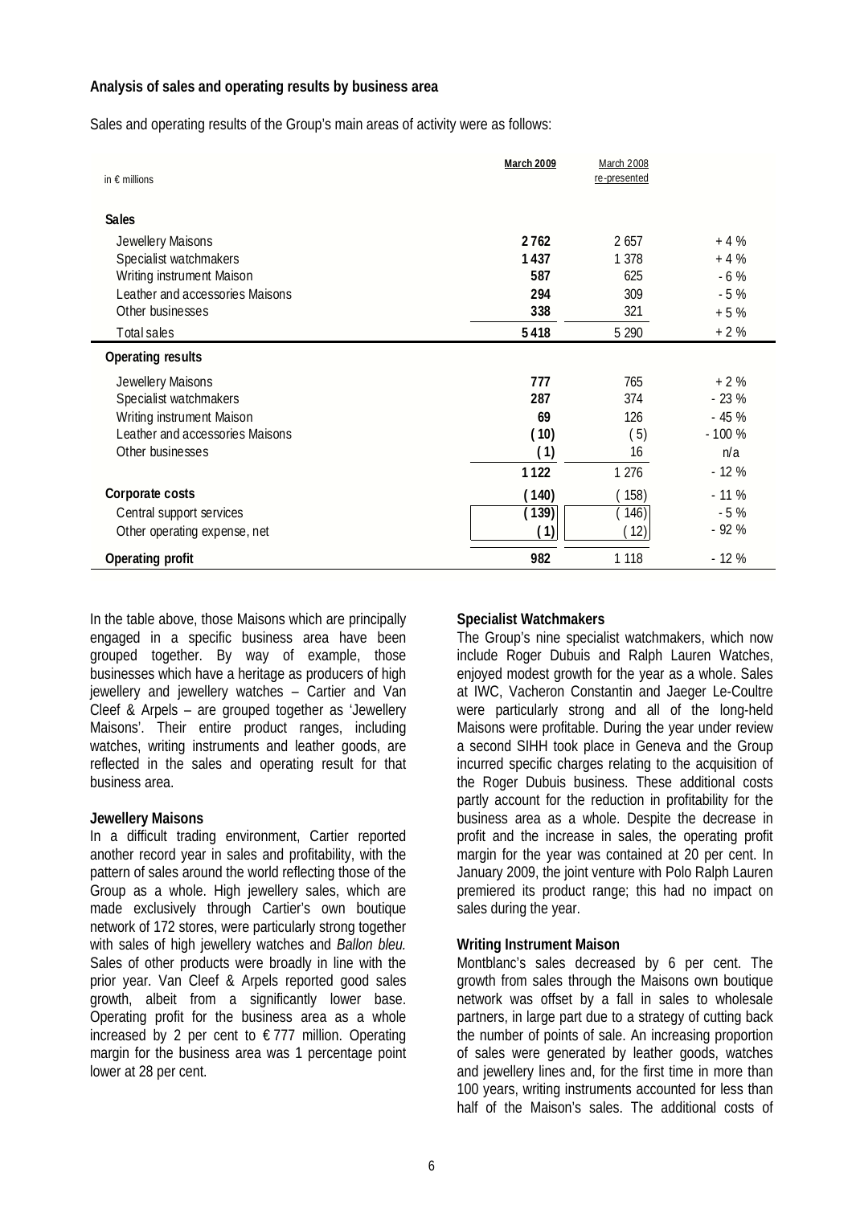### Analysis of sales and operating results by business area

Sales and operating results of the Group's main areas of activity were as follows:

| in € millions | **March 2009** | March 2008 re-presented | |
|---|---|---|---|
| **Sales** | | | |
| Jewellery Maisons | **2 762** | 2 657 | + 4 % |
| Specialist watchmakers | **1 437** | 1 378 | + 4 % |
| Writing instrument Maison | **587** | 625 | - 6 % |
| Leather and accessories Maisons | **294** | 309 | - 5 % |
| Other businesses | **338** | 321 | + 5 % |
| Total sales | **5 418** | 5 290 | + 2 % |
| **Operating results** | | | |
| Jewellery Maisons | **777** | 765 | + 2 % |
| Specialist watchmakers | **287** | 374 | - 23 % |
| Writing instrument Maison | **69** | 126 | - 45 % |
| Leather and accessories Maisons | **( 10)** | ( 5) | - 100 % |
| Other businesses | **( 1)** | 16 | n/a |
| | **1 122** | 1 276 | - 12 % |
| **Corporate costs** | **( 140)** | ( 158) | - 11 % |
| Central support services | **( 139)** | ( 146) | - 5 % |
| Other operating expense, net | **( 1)** | ( 12) | - 92 % |
| **Operating profit** | **982** | 1 118 | - 12 % |

In the table above, those Maisons which are principally engaged in a specific business area have been grouped together. By way of example, those businesses which have a heritage as producers of high jewellery and jewellery watches – Cartier and Van Cleef & Arpels – are grouped together as 'Jewellery Maisons'. Their entire product ranges, including watches, writing instruments and leather goods, are reflected in the sales and operating result for that business area.

#### Jewellery Maisons

In a difficult trading environment, Cartier reported another record year in sales and profitability, with the pattern of sales around the world reflecting those of the Group as a whole. High jewellery sales, which are made exclusively through Cartier's own boutique network of 172 stores, were particularly strong together with sales of high jewellery watches and *Ballon bleu.* Sales of other products were broadly in line with the prior year. Van Cleef & Arpels reported good sales growth, albeit from a significantly lower base. Operating profit for the business area as a whole increased by 2 per cent to € 777 million. Operating margin for the business area was 1 percentage point lower at 28 per cent.

#### Specialist Watchmakers

The Group's nine specialist watchmakers, which now include Roger Dubuis and Ralph Lauren Watches, enjoyed modest growth for the year as a whole. Sales at IWC, Vacheron Constantin and Jaeger Le-Coultre were particularly strong and all of the long-held Maisons were profitable. During the year under review a second SIHH took place in Geneva and the Group incurred specific charges relating to the acquisition of the Roger Dubuis business. These additional costs partly account for the reduction in profitability for the business area as a whole. Despite the decrease in profit and the increase in sales, the operating profit margin for the year was contained at 20 per cent. In January 2009, the joint venture with Polo Ralph Lauren premiered its product range; this had no impact on sales during the year.

#### Writing Instrument Maison

Montblanc's sales decreased by 6 per cent. The growth from sales through the Maisons own boutique network was offset by a fall in sales to wholesale partners, in large part due to a strategy of cutting back the number of points of sale. An increasing proportion of sales were generated by leather goods, watches and jewellery lines and, for the first time in more than 100 years, writing instruments accounted for less than half of the Maison's sales. The additional costs of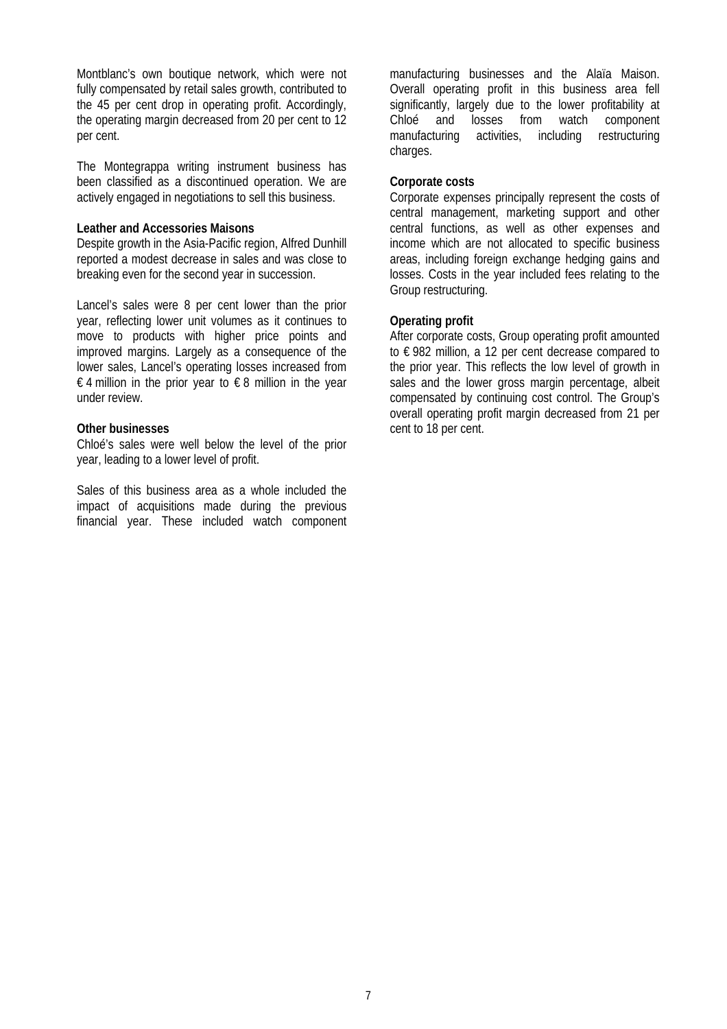Montblanc's own boutique network, which were not fully compensated by retail sales growth, contributed to the 45 per cent drop in operating profit. Accordingly, the operating margin decreased from 20 per cent to 12 per cent.

The Montegrappa writing instrument business has been classified as a discontinued operation. We are actively engaged in negotiations to sell this business.

**Leather and Accessories Maisons**

Despite growth in the Asia-Pacific region, Alfred Dunhill reported a modest decrease in sales and was close to breaking even for the second year in succession.

Lancel's sales were 8 per cent lower than the prior year, reflecting lower unit volumes as it continues to move to products with higher price points and improved margins. Largely as a consequence of the lower sales, Lancel's operating losses increased from € 4 million in the prior year to € 8 million in the year under review.

**Other businesses**

Chloé's sales were well below the level of the prior year, leading to a lower level of profit.

Sales of this business area as a whole included the impact of acquisitions made during the previous financial year. These included watch component manufacturing businesses and the Alaïa Maison. Overall operating profit in this business area fell significantly, largely due to the lower profitability at Chloé and losses from watch component manufacturing activities, including restructuring charges.

**Corporate costs**

Corporate expenses principally represent the costs of central management, marketing support and other central functions, as well as other expenses and income which are not allocated to specific business areas, including foreign exchange hedging gains and losses. Costs in the year included fees relating to the Group restructuring.

**Operating profit**

After corporate costs, Group operating profit amounted to € 982 million, a 12 per cent decrease compared to the prior year. This reflects the low level of growth in sales and the lower gross margin percentage, albeit compensated by continuing cost control. The Group's overall operating profit margin decreased from 21 per cent to 18 per cent.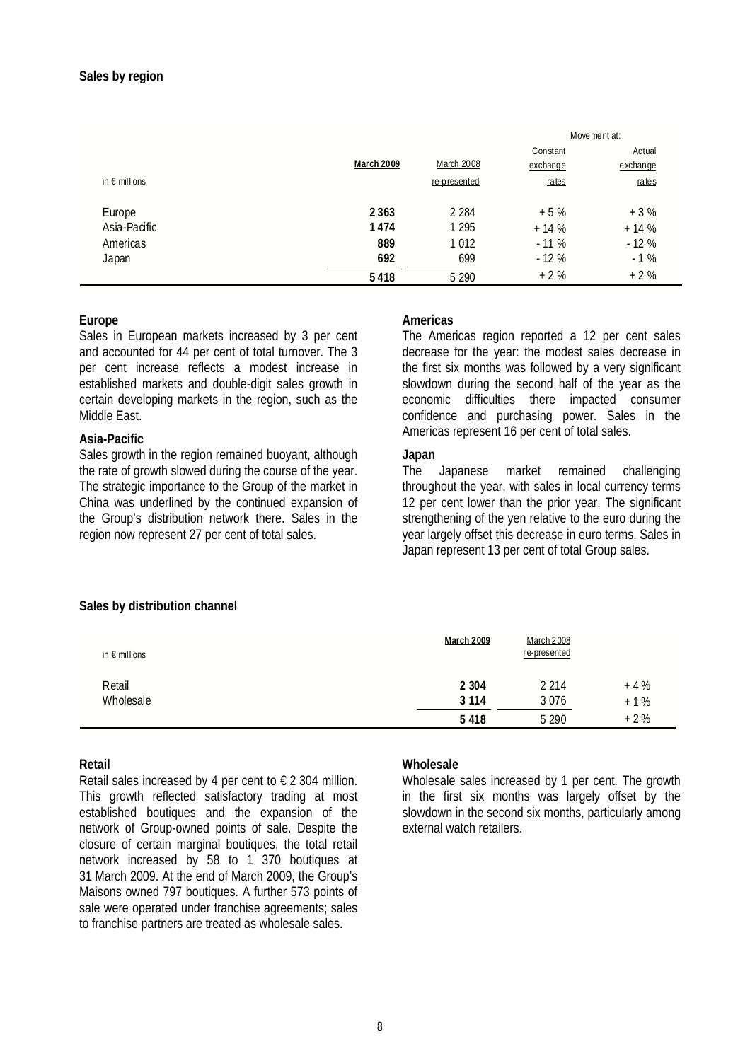## Sales by region

| in € millions | **March 2009** | March 2008 re-presented | Movement at: Constant exchange rates | Actual exchange rates |
|---|---|---|---|---|
| Europe | **2 363** | 2 284 | + 5 % | + 3 % |
| Asia-Pacific | **1 474** | 1 295 | + 14 % | + 14 % |
| Americas | **889** | 1 012 | - 11 % | - 12 % |
| Japan | **692** | 699 | - 12 % | - 1 % |
| | **5 418** | 5 290 | + 2 % | + 2 % |

### Europe

Sales in European markets increased by 3 per cent and accounted for 44 per cent of total turnover. The 3 per cent increase reflects a modest increase in established markets and double-digit sales growth in certain developing markets in the region, such as the Middle East.

### Asia-Pacific

Sales growth in the region remained buoyant, although the rate of growth slowed during the course of the year. The strategic importance to the Group of the market in China was underlined by the continued expansion of the Group's distribution network there. Sales in the region now represent 27 per cent of total sales.

### Americas

The Americas region reported a 12 per cent sales decrease for the year: the modest sales decrease in the first six months was followed by a very significant slowdown during the second half of the year as the economic difficulties there impacted consumer confidence and purchasing power. Sales in the Americas represent 16 per cent of total sales.

### Japan

The Japanese market remained challenging throughout the year, with sales in local currency terms 12 per cent lower than the prior year. The significant strengthening of the yen relative to the euro during the year largely offset this decrease in euro terms. Sales in Japan represent 13 per cent of total Group sales.

## Sales by distribution channel

| in € millions | **March 2009** | March 2008 re-presented | |
|---|---|---|---|
| Retail | **2 304** | 2 214 | + 4 % |
| Wholesale | **3 114** | 3 076 | + 1 % |
| | **5 418** | 5 290 | + 2 % |

### Retail

Retail sales increased by 4 per cent to € 2 304 million. This growth reflected satisfactory trading at most established boutiques and the expansion of the network of Group-owned points of sale. Despite the closure of certain marginal boutiques, the total retail network increased by 58 to 1 370 boutiques at 31 March 2009. At the end of March 2009, the Group's Maisons owned 797 boutiques. A further 573 points of sale were operated under franchise agreements; sales to franchise partners are treated as wholesale sales.

### Wholesale

Wholesale sales increased by 1 per cent. The growth in the first six months was largely offset by the slowdown in the second six months, particularly among external watch retailers.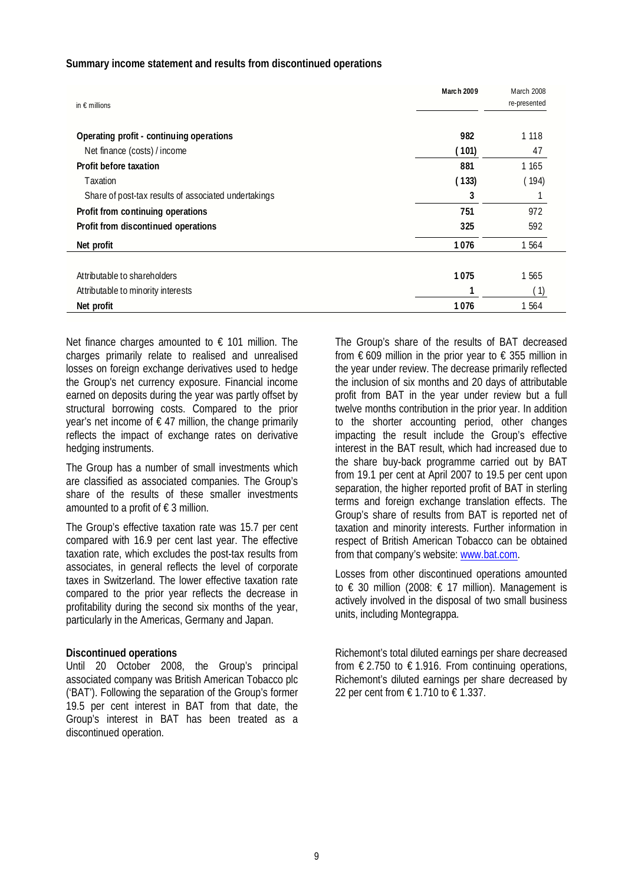**Summary income statement and results from discontinued operations**

| in € millions | March 2009 | March 2008 re-presented |
|---|---|---|
| **Operating profit - continuing operations** | **982** | 1 118 |
| Net finance (costs) / income | **( 101)** | 47 |
| **Profit before taxation** | **881** | 1 165 |
| Taxation | **( 133)** | ( 194) |
| Share of post-tax results of associated undertakings | **3** | 1 |
| **Profit from continuing operations** | **751** | 972 |
| **Profit from discontinued operations** | **325** | 592 |
| **Net profit** | **1 076** | 1 564 |
| | | |
| Attributable to shareholders | **1 075** | 1 565 |
| Attributable to minority interests | **1** | ( 1) |
| **Net profit** | **1 076** | 1 564 |

Net finance charges amounted to € 101 million. The charges primarily relate to realised and unrealised losses on foreign exchange derivatives used to hedge the Group's net currency exposure. Financial income earned on deposits during the year was partly offset by structural borrowing costs. Compared to the prior year's net income of € 47 million, the change primarily reflects the impact of exchange rates on derivative hedging instruments.

The Group has a number of small investments which are classified as associated companies. The Group's share of the results of these smaller investments amounted to a profit of € 3 million.

The Group's effective taxation rate was 15.7 per cent compared with 16.9 per cent last year. The effective taxation rate, which excludes the post-tax results from associates, in general reflects the level of corporate taxes in Switzerland. The lower effective taxation rate compared to the prior year reflects the decrease in profitability during the second six months of the year, particularly in the Americas, Germany and Japan.

**Discontinued operations**

Until 20 October 2008, the Group's principal associated company was British American Tobacco plc ('BAT'). Following the separation of the Group's former 19.5 per cent interest in BAT from that date, the Group's interest in BAT has been treated as a discontinued operation.

The Group's share of the results of BAT decreased from € 609 million in the prior year to € 355 million in the year under review. The decrease primarily reflected the inclusion of six months and 20 days of attributable profit from BAT in the year under review but a full twelve months contribution in the prior year. In addition to the shorter accounting period, other changes impacting the result include the Group's effective interest in the BAT result, which had increased due to the share buy-back programme carried out by BAT from 19.1 per cent at April 2007 to 19.5 per cent upon separation, the higher reported profit of BAT in sterling terms and foreign exchange translation effects. The Group's share of results from BAT is reported net of taxation and minority interests. Further information in respect of British American Tobacco can be obtained from that company's website: www.bat.com.

Losses from other discontinued operations amounted to € 30 million (2008: € 17 million). Management is actively involved in the disposal of two small business units, including Montegrappa.

Richemont's total diluted earnings per share decreased from € 2.750 to € 1.916. From continuing operations, Richemont's diluted earnings per share decreased by 22 per cent from € 1.710 to € 1.337.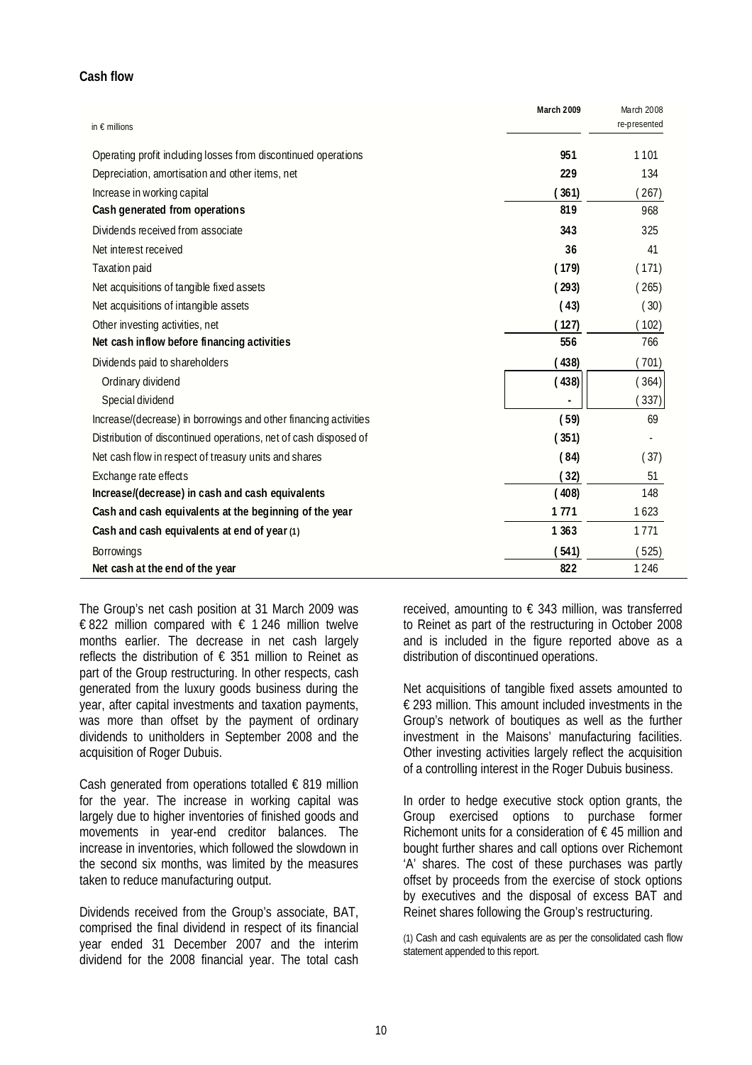## Cash flow

| in € millions | March 2009 | March 2008 re-presented |
|---|---|---|
| Operating profit including losses from discontinued operations | **951** | 1 101 |
| Depreciation, amortisation and other items, net | **229** | 134 |
| Increase in working capital | **( 361)** | ( 267) |
| **Cash generated from operations** | **819** | 968 |
| Dividends received from associate | **343** | 325 |
| Net interest received | **36** | 41 |
| Taxation paid | **( 179)** | ( 171) |
| Net acquisitions of tangible fixed assets | **( 293)** | ( 265) |
| Net acquisitions of intangible assets | **( 43)** | ( 30) |
| Other investing activities, net | **( 127)** | ( 102) |
| **Net cash inflow before financing activities** | **556** | 766 |
| Dividends paid to shareholders | **( 438)** | ( 701) |
| Ordinary dividend | **( 438)** | ( 364) |
| Special dividend | **-** | ( 337) |
| Increase/(decrease) in borrowings and other financing activities | **( 59)** | 69 |
| Distribution of discontinued operations, net of cash disposed of | **( 351)** | - |
| Net cash flow in respect of treasury units and shares | **( 84)** | ( 37) |
| Exchange rate effects | **( 32)** | 51 |
| **Increase/(decrease) in cash and cash equivalents** | **( 408)** | 148 |
| **Cash and cash equivalents at the beginning of the year** | **1 771** | 1 623 |
| **Cash and cash equivalents at end of year (1)** | **1 363** | 1 771 |
| Borrowings | **( 541)** | ( 525) |
| **Net cash at the end of the year** | **822** | 1 246 |

The Group's net cash position at 31 March 2009 was € 822 million compared with € 1 246 million twelve months earlier. The decrease in net cash largely reflects the distribution of € 351 million to Reinet as part of the Group restructuring. In other respects, cash generated from the luxury goods business during the year, after capital investments and taxation payments, was more than offset by the payment of ordinary dividends to unitholders in September 2008 and the acquisition of Roger Dubuis.

Cash generated from operations totalled € 819 million for the year. The increase in working capital was largely due to higher inventories of finished goods and movements in year-end creditor balances. The increase in inventories, which followed the slowdown in the second six months, was limited by the measures taken to reduce manufacturing output.

Dividends received from the Group's associate, BAT, comprised the final dividend in respect of its financial year ended 31 December 2007 and the interim dividend for the 2008 financial year. The total cash received, amounting to € 343 million, was transferred to Reinet as part of the restructuring in October 2008 and is included in the figure reported above as a distribution of discontinued operations.

Net acquisitions of tangible fixed assets amounted to € 293 million. This amount included investments in the Group's network of boutiques as well as the further investment in the Maisons' manufacturing facilities. Other investing activities largely reflect the acquisition of a controlling interest in the Roger Dubuis business.

In order to hedge executive stock option grants, the Group exercised options to purchase former Richemont units for a consideration of € 45 million and bought further shares and call options over Richemont 'A' shares. The cost of these purchases was partly offset by proceeds from the exercise of stock options by executives and the disposal of excess BAT and Reinet shares following the Group's restructuring.

(1) Cash and cash equivalents are as per the consolidated cash flow statement appended to this report.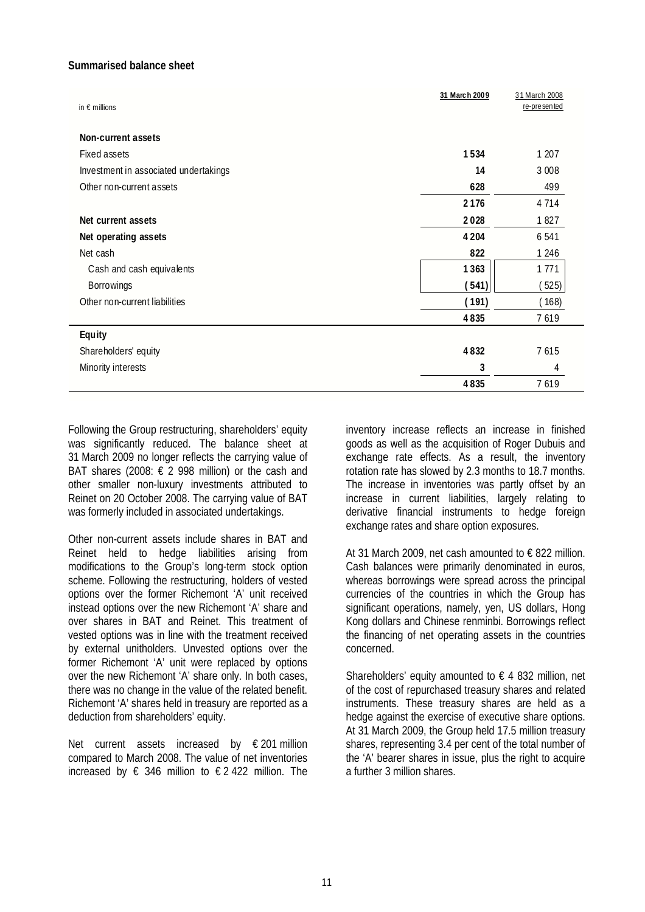**Summarised balance sheet**

| in € millions | **31 March 2009** | 31 March 2008 re-presented |
|---|---|---|
| **Non-current assets** | | |
| Fixed assets | **1 534** | 1 207 |
| Investment in associated undertakings | **14** | 3 008 |
| Other non-current assets | **628** | 499 |
| | **2 176** | 4 714 |
| **Net current assets** | **2 028** | 1 827 |
| **Net operating assets** | **4 204** | 6 541 |
| Net cash | **822** | 1 246 |
| Cash and cash equivalents | **1 363** | 1 771 |
| Borrowings | **(541)** | (525) |
| Other non-current liabilities | **(191)** | (168) |
| | **4 835** | 7 619 |
| **Equity** | | |
| Shareholders' equity | **4 832** | 7 615 |
| Minority interests | **3** | 4 |
| | **4 835** | 7 619 |

Following the Group restructuring, shareholders' equity was significantly reduced. The balance sheet at 31 March 2009 no longer reflects the carrying value of BAT shares (2008: € 2 998 million) or the cash and other smaller non-luxury investments attributed to Reinet on 20 October 2008. The carrying value of BAT was formerly included in associated undertakings.

Other non-current assets include shares in BAT and Reinet held to hedge liabilities arising from modifications to the Group's long-term stock option scheme. Following the restructuring, holders of vested options over the former Richemont 'A' unit received instead options over the new Richemont 'A' share and over shares in BAT and Reinet. This treatment of vested options was in line with the treatment received by external unitholders. Unvested options over the former Richemont 'A' unit were replaced by options over the new Richemont 'A' share only. In both cases, there was no change in the value of the related benefit. Richemont 'A' shares held in treasury are reported as a deduction from shareholders' equity.

Net current assets increased by € 201 million compared to March 2008. The value of net inventories increased by € 346 million to € 2 422 million. The inventory increase reflects an increase in finished goods as well as the acquisition of Roger Dubuis and exchange rate effects. As a result, the inventory rotation rate has slowed by 2.3 months to 18.7 months. The increase in inventories was partly offset by an increase in current liabilities, largely relating to derivative financial instruments to hedge foreign exchange rates and share option exposures.

At 31 March 2009, net cash amounted to € 822 million. Cash balances were primarily denominated in euros, whereas borrowings were spread across the principal currencies of the countries in which the Group has significant operations, namely, yen, US dollars, Hong Kong dollars and Chinese renminbi. Borrowings reflect the financing of net operating assets in the countries concerned.

Shareholders' equity amounted to € 4 832 million, net of the cost of repurchased treasury shares and related instruments. These treasury shares are held as a hedge against the exercise of executive share options. At 31 March 2009, the Group held 17.5 million treasury shares, representing 3.4 per cent of the total number of the 'A' bearer shares in issue, plus the right to acquire a further 3 million shares.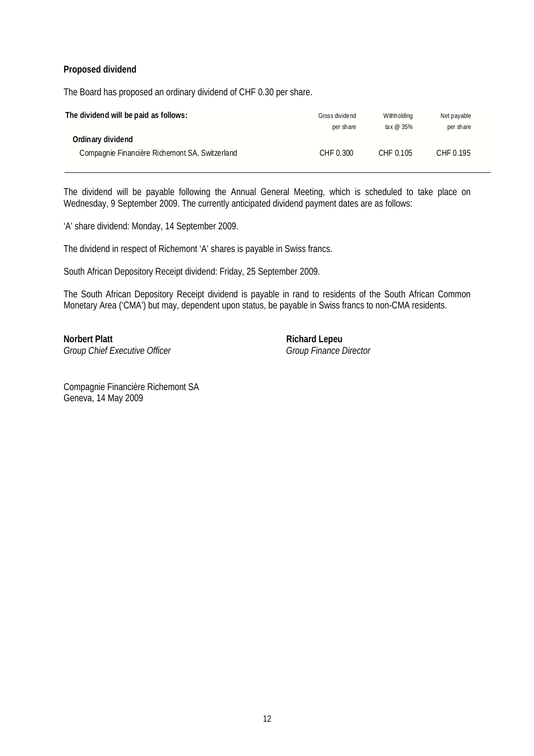**Proposed dividend**

The Board has proposed an ordinary dividend of CHF 0.30 per share.

| The dividend will be paid as follows: | Gross dividend per share | Withholding tax @ 35% | Net payable per share |
|---|---|---|---|
| **Ordinary dividend** | | | |
| Compagnie Financière Richemont SA, Switzerland | CHF 0.300 | CHF 0.105 | CHF 0.195 |

The dividend will be payable following the Annual General Meeting, which is scheduled to take place on Wednesday, 9 September 2009. The currently anticipated dividend payment dates are as follows:

'A' share dividend: Monday, 14 September 2009.

The dividend in respect of Richemont 'A' shares is payable in Swiss francs.

South African Depository Receipt dividend: Friday, 25 September 2009.

The South African Depository Receipt dividend is payable in rand to residents of the South African Common Monetary Area ('CMA') but may, dependent upon status, be payable in Swiss francs to non-CMA residents.

**Norbert Platt**
*Group Chief Executive Officer*

**Richard Lepeu**
*Group Finance Director*

Compagnie Financière Richemont SA
Geneva, 14 May 2009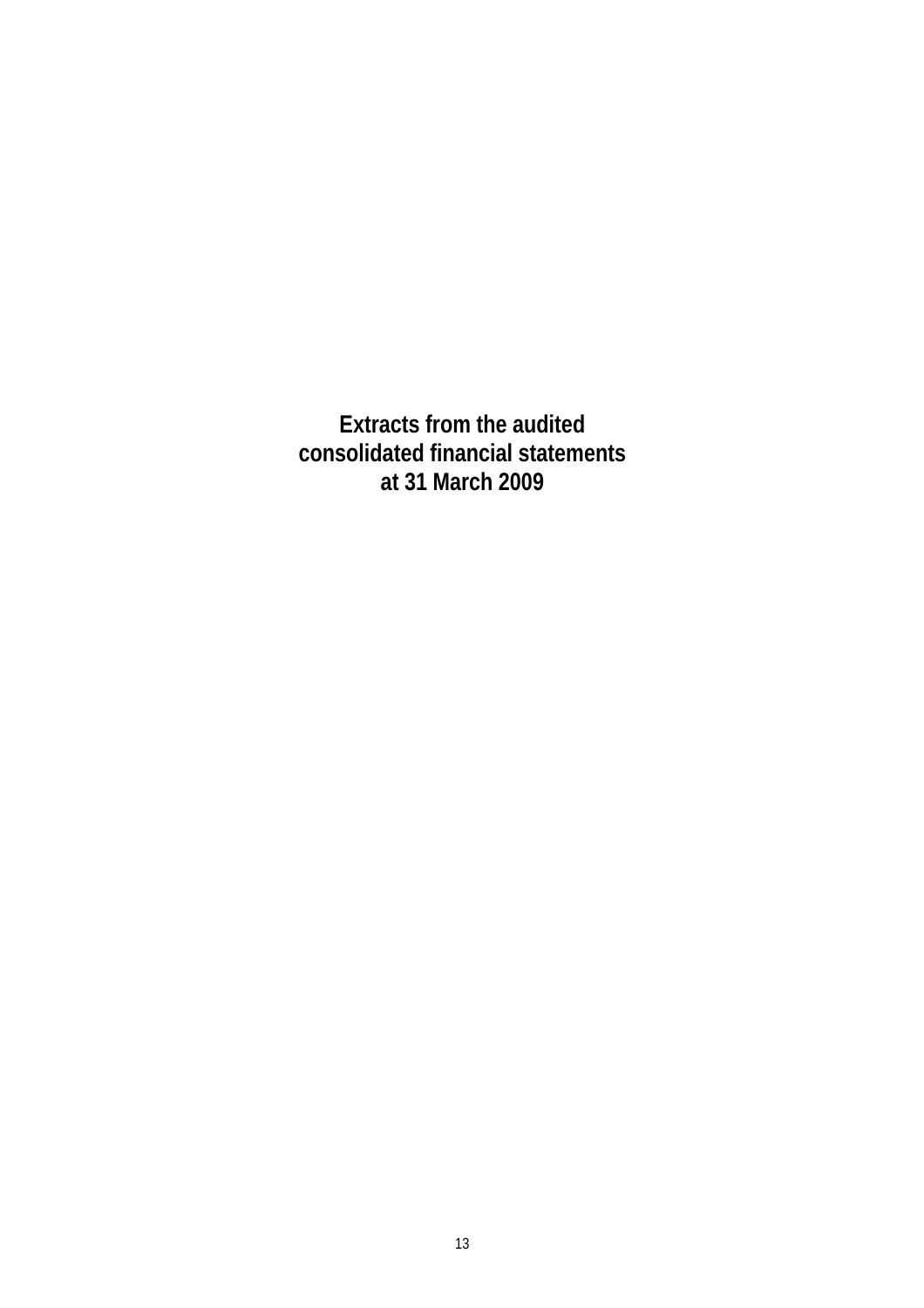# Extracts from the audited consolidated financial statements at 31 March 2009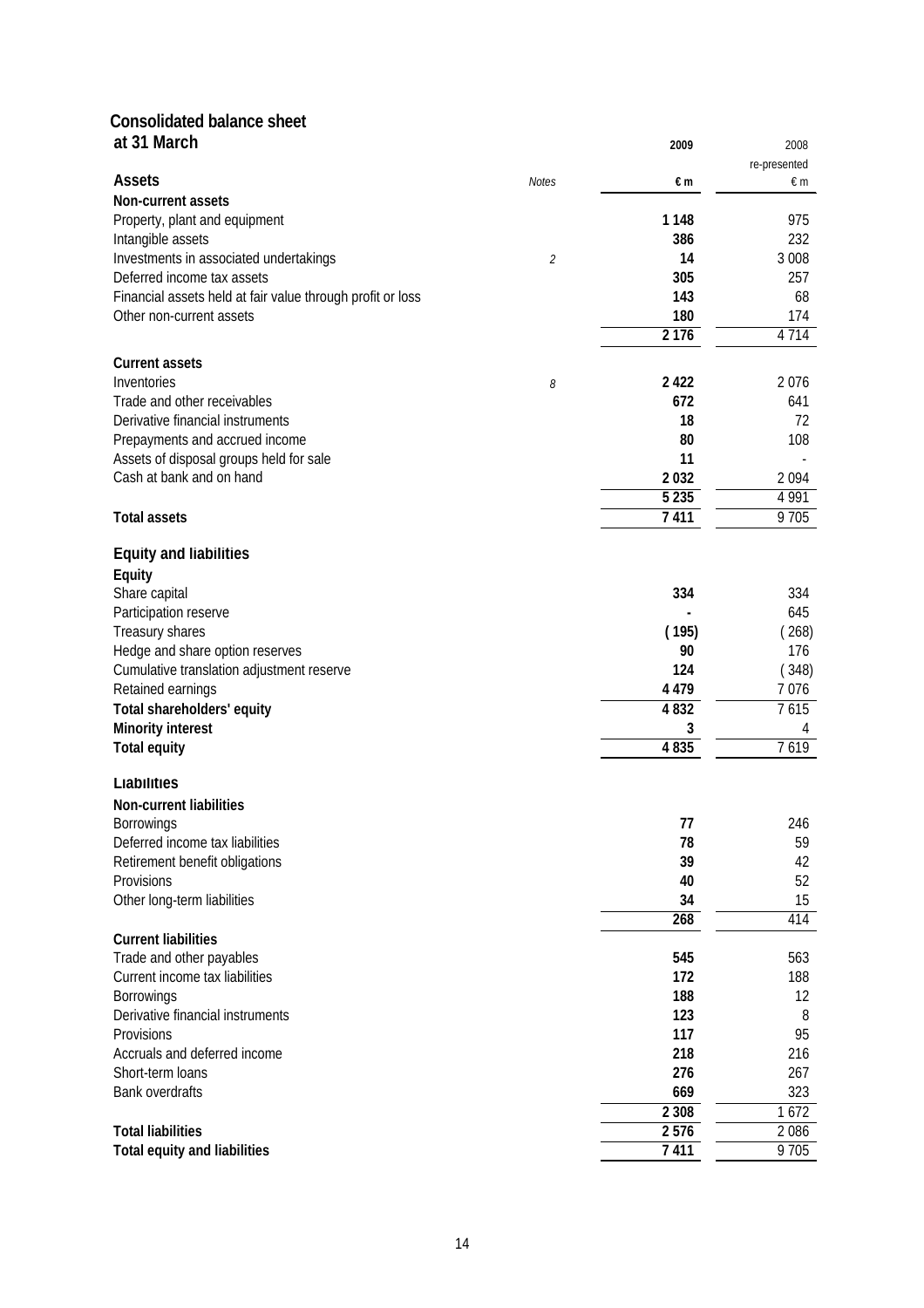## Consolidated balance sheet
## at 31 March

| | Notes | 2009 | 2008 re-presented |
|---|---|---|---|
| **Assets** | | **€ m** | € m |
| **Non-current assets** | | | |
| Property, plant and equipment | | **1 148** | 975 |
| Intangible assets | | **386** | 232 |
| Investments in associated undertakings | *2* | **14** | 3 008 |
| Deferred income tax assets | | **305** | 257 |
| Financial assets held at fair value through profit or loss | | **143** | 68 |
| Other non-current assets | | **180** | 174 |
| | | **2 176** | 4 714 |
| **Current assets** | | | |
| Inventories | *8* | **2 422** | 2 076 |
| Trade and other receivables | | **672** | 641 |
| Derivative financial instruments | | **18** | 72 |
| Prepayments and accrued income | | **80** | 108 |
| Assets of disposal groups held for sale | | **11** | - |
| Cash at bank and on hand | | **2 032** | 2 094 |
| | | **5 235** | 4 991 |
| **Total assets** | | **7 411** | 9 705 |
| **Equity and liabilities** | | | |
| **Equity** | | | |
| Share capital | | **334** | 334 |
| Participation reserve | | **-** | 645 |
| Treasury shares | | **( 195)** | ( 268) |
| Hedge and share option reserves | | **90** | 176 |
| Cumulative translation adjustment reserve | | **124** | ( 348) |
| Retained earnings | | **4 479** | 7 076 |
| **Total shareholders' equity** | | **4 832** | 7 615 |
| **Minority interest** | | **3** | 4 |
| **Total equity** | | **4 835** | 7 619 |
| **Liabilities** | | | |
| **Non-current liabilities** | | | |
| Borrowings | | **77** | 246 |
| Deferred income tax liabilities | | **78** | 59 |
| Retirement benefit obligations | | **39** | 42 |
| Provisions | | **40** | 52 |
| Other long-term liabilities | | **34** | 15 |
| | | **268** | 414 |
| **Current liabilities** | | | |
| Trade and other payables | | **545** | 563 |
| Current income tax liabilities | | **172** | 188 |
| Borrowings | | **188** | 12 |
| Derivative financial instruments | | **123** | 8 |
| Provisions | | **117** | 95 |
| Accruals and deferred income | | **218** | 216 |
| Short-term loans | | **276** | 267 |
| Bank overdrafts | | **669** | 323 |
| | | **2 308** | 1 672 |
| **Total liabilities** | | **2 576** | 2 086 |
| **Total equity and liabilities** | | **7 411** | 9 705 |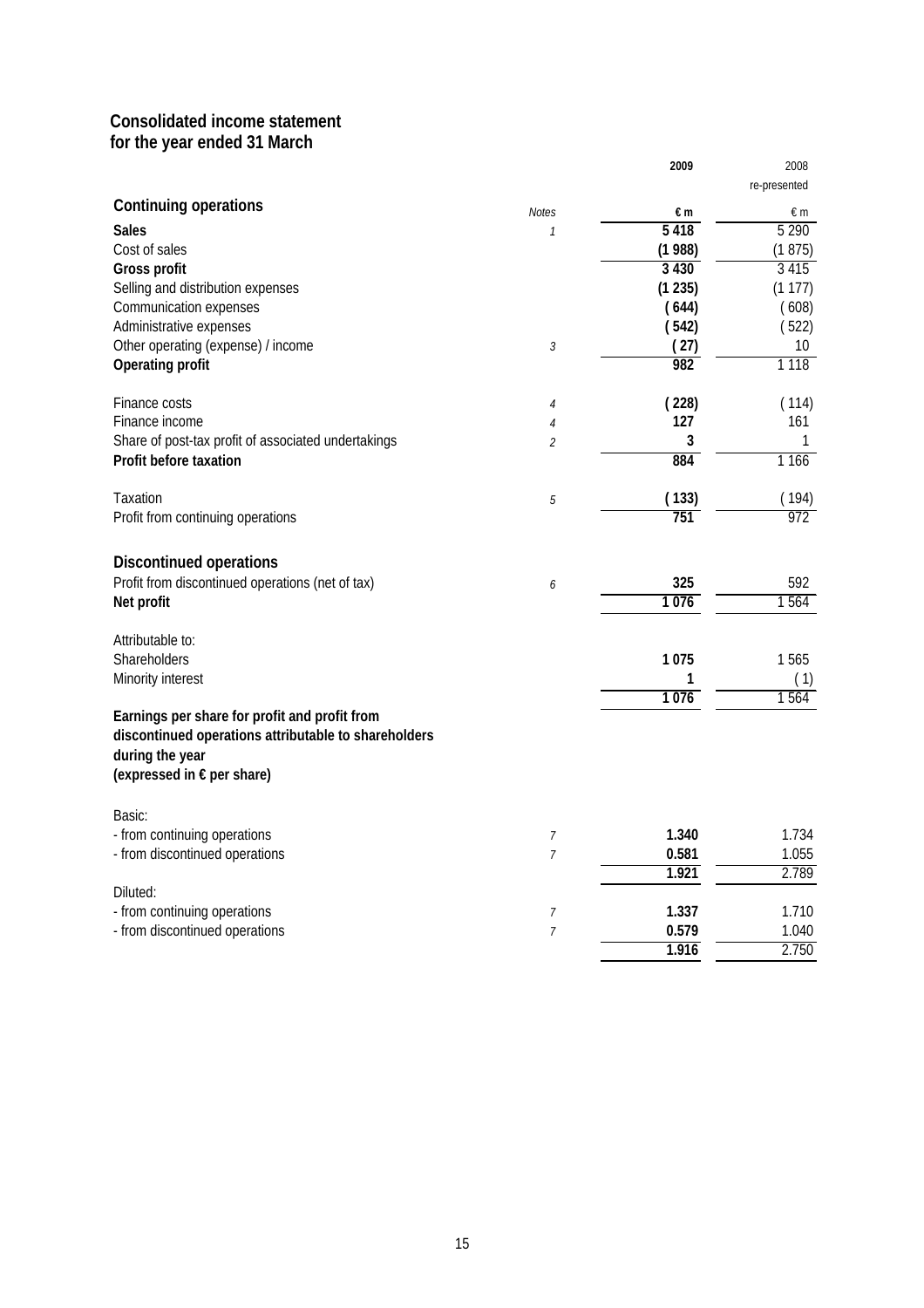## Consolidated income statement
## for the year ended 31 March

| | Notes | 2009 | 2008 re-presented |
|---|---|---|---|
| **Continuing operations** | | **€ m** | € m |
| **Sales** | *1* | **5 418** | 5 290 |
| Cost of sales | | **(1 988)** | (1 875) |
| **Gross profit** | | **3 430** | 3 415 |
| Selling and distribution expenses | | **(1 235)** | (1 177) |
| Communication expenses | | **( 644)** | ( 608) |
| Administrative expenses | | **( 542)** | ( 522) |
| Other operating (expense) / income | *3* | **( 27)** | 10 |
| **Operating profit** | | **982** | 1 118 |
| | | | |
| Finance costs | *4* | **( 228)** | ( 114) |
| Finance income | *4* | **127** | 161 |
| Share of post-tax profit of associated undertakings | *2* | **3** | 1 |
| **Profit before taxation** | | **884** | 1 166 |
| | | | |
| Taxation | *5* | **( 133)** | ( 194) |
| Profit from continuing operations | | **751** | 972 |
| | | | |
| **Discontinued operations** | | | |
| Profit from discontinued operations (net of tax) | *6* | **325** | 592 |
| **Net profit** | | **1 076** | 1 564 |
| | | | |
| Attributable to: | | | |
| Shareholders | | **1 075** | 1 565 |
| Minority interest | | **1** | ( 1) |
| | | **1 076** | 1 564 |
| **Earnings per share for profit and profit from discontinued operations attributable to shareholders during the year (expressed in € per share)** | | | |
| | | | |
| Basic: | | | |
| - from continuing operations | *7* | **1.340** | 1.734 |
| - from discontinued operations | *7* | **0.581** | 1.055 |
| | | **1.921** | 2.789 |
| Diluted: | | | |
| - from continuing operations | *7* | **1.337** | 1.710 |
| - from discontinued operations | *7* | **0.579** | 1.040 |
| | | **1.916** | 2.750 |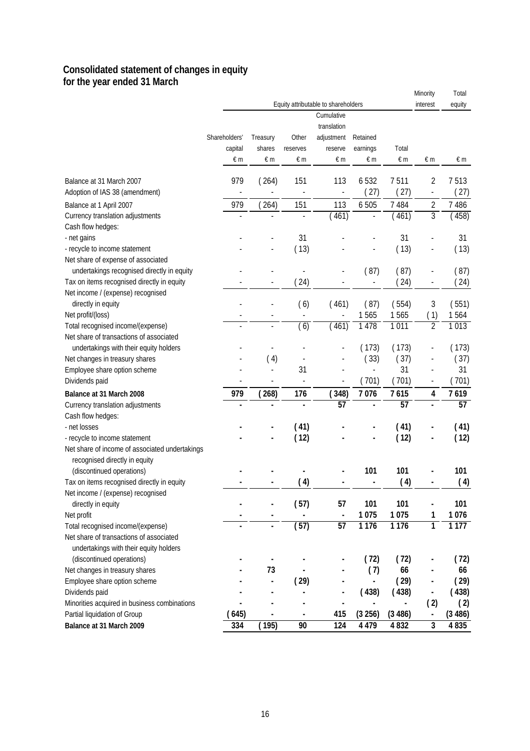# Consolidated statement of changes in equity
## for the year ended 31 March

| | Equity attributable to shareholders | | | | | | Minority interest | Total equity |
|---|---|---|---|---|---|---|---|---|
| | Shareholders' capital | Treasury shares | Other reserves | Cumulative translation adjustment reserve | Retained earnings | Total | | |
| | € m | € m | € m | € m | € m | € m | € m | € m |
| Balance at 31 March 2007 | 979 | ( 264) | 151 | 113 | 6 532 | 7 511 | 2 | 7 513 |
| Adoption of IAS 38 (amendment) | - | - | - | - | ( 27) | ( 27) | - | ( 27) |
| Balance at 1 April 2007 | 979 | ( 264) | 151 | 113 | 6 505 | 7 484 | 2 | 7 486 |
| Currency translation adjustments | - | - | - | ( 461) | - | ( 461) | 3 | ( 458) |
| Cash flow hedges: | | | | | | | | |
| - net gains | - | - | 31 | - | - | 31 | - | 31 |
| - recycle to income statement | - | - | ( 13) | - | - | ( 13) | - | ( 13) |
| Net share of expense of associated undertakings recognised directly in equity | - | - | - | - | ( 87) | ( 87) | - | ( 87) |
| Tax on items recognised directly in equity | - | - | ( 24) | - | - | ( 24) | - | ( 24) |
| Net income / (expense) recognised directly in equity | - | - | ( 6) | ( 461) | ( 87) | ( 554) | 3 | ( 551) |
| Net profit/(loss) | - | - | - | - | 1 565 | 1 565 | ( 1) | 1 564 |
| Total recognised income/(expense) | - | - | ( 6) | ( 461) | 1 478 | 1 011 | 2 | 1 013 |
| Net share of transactions of associated undertakings with their equity holders | - | - | - | - | ( 173) | ( 173) | - | ( 173) |
| Net changes in treasury shares | - | ( 4) | - | - | ( 33) | ( 37) | - | ( 37) |
| Employee share option scheme | - | - | 31 | - | - | 31 | - | 31 |
| Dividends paid | - | - | - | - | ( 701) | ( 701) | - | ( 701) |
| **Balance at 31 March 2008** | **979** | **( 268)** | **176** | **( 348)** | **7 076** | **7 615** | **4** | **7 619** |
| Currency translation adjustments | **-** | **-** | **-** | **57** | **-** | **57** | **-** | **57** |
| Cash flow hedges: | | | | | | | | |
| - net losses | **-** | **-** | **( 41)** | **-** | **-** | **( 41)** | **-** | **( 41)** |
| - recycle to income statement | **-** | **-** | **( 12)** | **-** | **-** | **( 12)** | **-** | **( 12)** |
| Net share of income of associated undertakings recognised directly in equity (discontinued operations) | **-** | **-** | **-** | **-** | **101** | **101** | **-** | **101** |
| Tax on items recognised directly in equity | **-** | **-** | **( 4)** | **-** | **-** | **( 4)** | **-** | **( 4)** |
| Net income / (expense) recognised directly in equity | **-** | **-** | **( 57)** | **57** | **101** | **101** | **-** | **101** |
| Net profit | **-** | **-** | **-** | **-** | **1 075** | **1 075** | **1** | **1 076** |
| Total recognised income/(expense) | **-** | **-** | **( 57)** | **57** | **1 176** | **1 176** | **1** | **1 177** |
| Net share of transactions of associated undertakings with their equity holders (discontinued operations) | **-** | **-** | **-** | **-** | **( 72)** | **( 72)** | **-** | **( 72)** |
| Net changes in treasury shares | **-** | **73** | **-** | **-** | **( 7)** | **66** | **-** | **66** |
| Employee share option scheme | **-** | **-** | **( 29)** | **-** | **-** | **( 29)** | **-** | **( 29)** |
| Dividends paid | **-** | **-** | **-** | **-** | **( 438)** | **( 438)** | **-** | **( 438)** |
| Minorities acquired in business combinations | **-** | **-** | **-** | **-** | **-** | **-** | **( 2)** | **( 2)** |
| Partial liquidation of Group | **( 645)** | **-** | **-** | **415** | **(3 256)** | **(3 486)** | **-** | **(3 486)** |
| **Balance at 31 March 2009** | **334** | **( 195)** | **90** | **124** | **4 479** | **4 832** | **3** | **4 835** |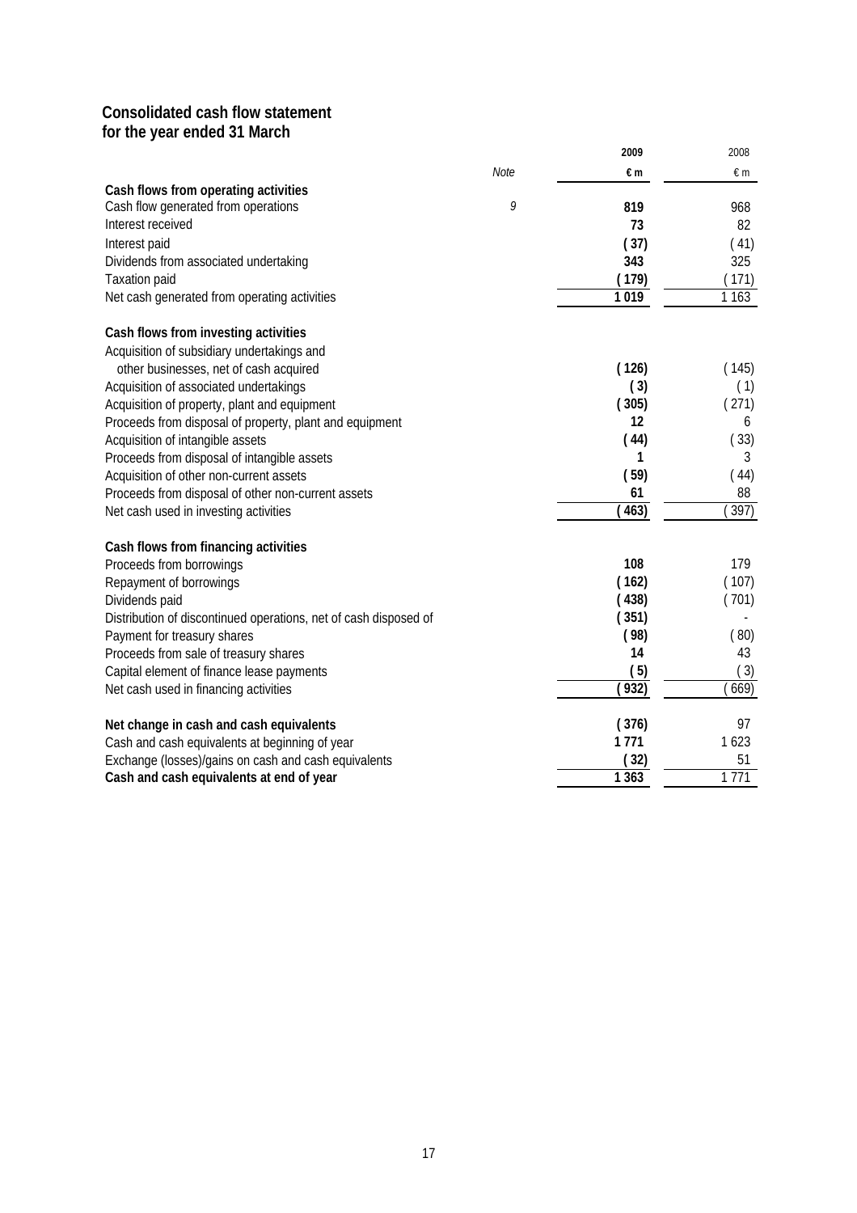**Consolidated cash flow statement**
**for the year ended 31 March**

| | Note | 2009 | 2008 |
|---|---|---|---|
| | | €m | €m |
| **Cash flows from operating activities** | | | |
| Cash flow generated from operations | 9 | 819 | 968 |
| Interest received | | 73 | 82 |
| Interest paid | | ( 37) | ( 41) |
| Dividends from associated undertaking | | 343 | 325 |
| Taxation paid | | ( 179) | ( 171) |
| Net cash generated from operating activities | | 1 019 | 1 163 |
| | | | |
| **Cash flows from investing activities** | | | |
| Acquisition of subsidiary undertakings and other businesses, net of cash acquired | | ( 126) | ( 145) |
| Acquisition of associated undertakings | | ( 3) | ( 1) |
| Acquisition of property, plant and equipment | | ( 305) | ( 271) |
| Proceeds from disposal of property, plant and equipment | | 12 | 6 |
| Acquisition of intangible assets | | ( 44) | ( 33) |
| Proceeds from disposal of intangible assets | | 1 | 3 |
| Acquisition of other non-current assets | | ( 59) | ( 44) |
| Proceeds from disposal of other non-current assets | | 61 | 88 |
| Net cash used in investing activities | | ( 463) | ( 397) |
| | | | |
| **Cash flows from financing activities** | | | |
| Proceeds from borrowings | | 108 | 179 |
| Repayment of borrowings | | ( 162) | ( 107) |
| Dividends paid | | ( 438) | ( 701) |
| Distribution of discontinued operations, net of cash disposed of | | ( 351) | - |
| Payment for treasury shares | | ( 98) | ( 80) |
| Proceeds from sale of treasury shares | | 14 | 43 |
| Capital element of finance lease payments | | ( 5) | ( 3) |
| Net cash used in financing activities | | ( 932) | ( 669) |
| | | | |
| **Net change in cash and cash equivalents** | | ( 376) | 97 |
| Cash and cash equivalents at beginning of year | | 1 771 | 1 623 |
| Exchange (losses)/gains on cash and cash equivalents | | ( 32) | 51 |
| **Cash and cash equivalents at end of year** | | 1 363 | 1 771 |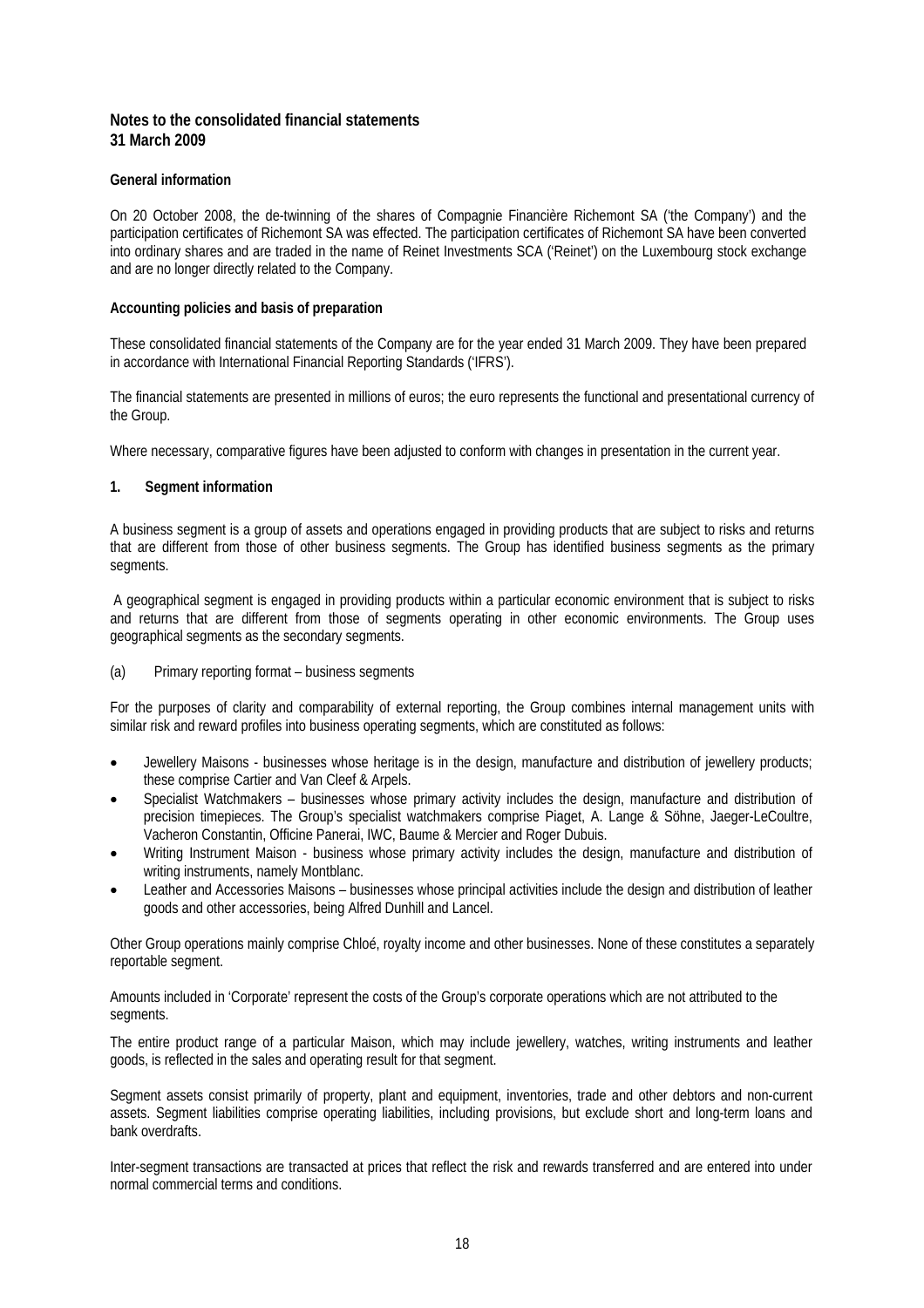## Notes to the consolidated financial statements
## 31 March 2009

### General information

On 20 October 2008, the de-twinning of the shares of Compagnie Financière Richemont SA ('the Company') and the participation certificates of Richemont SA was effected. The participation certificates of Richemont SA have been converted into ordinary shares and are traded in the name of Reinet Investments SCA ('Reinet') on the Luxembourg stock exchange and are no longer directly related to the Company.

### Accounting policies and basis of preparation

These consolidated financial statements of the Company are for the year ended 31 March 2009. They have been prepared in accordance with International Financial Reporting Standards ('IFRS').

The financial statements are presented in millions of euros; the euro represents the functional and presentational currency of the Group.

Where necessary, comparative figures have been adjusted to conform with changes in presentation in the current year.

### 1. Segment information

A business segment is a group of assets and operations engaged in providing products that are subject to risks and returns that are different from those of other business segments. The Group has identified business segments as the primary segments.

A geographical segment is engaged in providing products within a particular economic environment that is subject to risks and returns that are different from those of segments operating in other economic environments. The Group uses geographical segments as the secondary segments.

(a) Primary reporting format – business segments

For the purposes of clarity and comparability of external reporting, the Group combines internal management units with similar risk and reward profiles into business operating segments, which are constituted as follows:

- Jewellery Maisons - businesses whose heritage is in the design, manufacture and distribution of jewellery products; these comprise Cartier and Van Cleef & Arpels.
- Specialist Watchmakers – businesses whose primary activity includes the design, manufacture and distribution of precision timepieces. The Group's specialist watchmakers comprise Piaget, A. Lange & Söhne, Jaeger-LeCoultre, Vacheron Constantin, Officine Panerai, IWC, Baume & Mercier and Roger Dubuis.
- Writing Instrument Maison - business whose primary activity includes the design, manufacture and distribution of writing instruments, namely Montblanc.
- Leather and Accessories Maisons – businesses whose principal activities include the design and distribution of leather goods and other accessories, being Alfred Dunhill and Lancel.

Other Group operations mainly comprise Chloé, royalty income and other businesses. None of these constitutes a separately reportable segment.

Amounts included in 'Corporate' represent the costs of the Group's corporate operations which are not attributed to the segments.

The entire product range of a particular Maison, which may include jewellery, watches, writing instruments and leather goods, is reflected in the sales and operating result for that segment.

Segment assets consist primarily of property, plant and equipment, inventories, trade and other debtors and non-current assets. Segment liabilities comprise operating liabilities, including provisions, but exclude short and long-term loans and bank overdrafts.

Inter-segment transactions are transacted at prices that reflect the risk and rewards transferred and are entered into under normal commercial terms and conditions.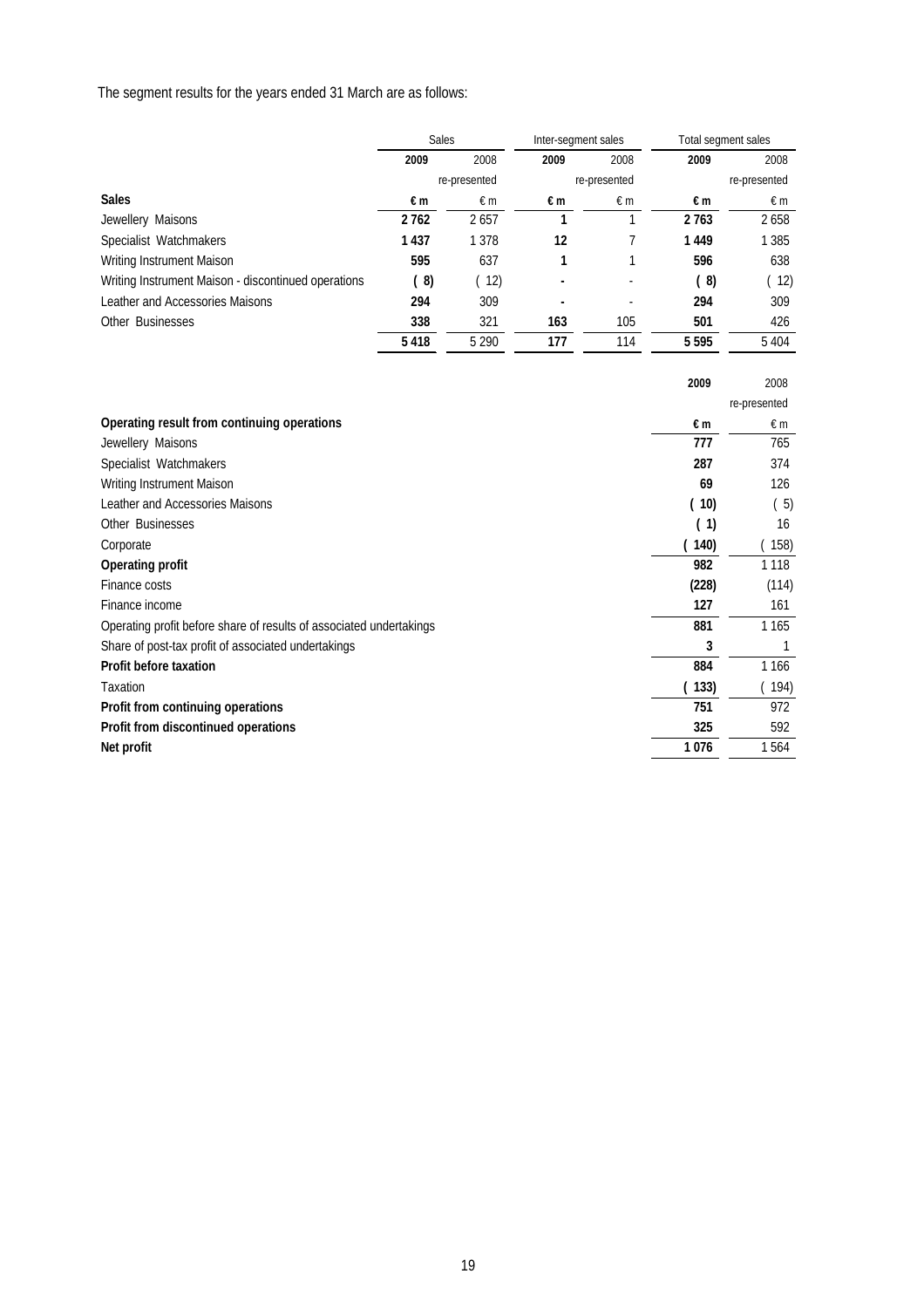The segment results for the years ended 31 March are as follows:

| | Sales | | Inter-segment sales | | Total segment sales | |
|---|---|---|---|---|---|---|
| | **2009** | 2008 | **2009** | 2008 | **2009** | 2008 |
| | | re-presented | | re-presented | | re-presented |
| **Sales** | **€ m** | € m | **€ m** | € m | **€ m** | € m |
| Jewellery Maisons | **2 762** | 2 657 | **1** | 1 | **2 763** | 2 658 |
| Specialist Watchmakers | **1 437** | 1 378 | **12** | 7 | **1 449** | 1 385 |
| Writing Instrument Maison | **595** | 637 | **1** | 1 | **596** | 638 |
| Writing Instrument Maison - discontinued operations | **( 8)** | ( 12) | **-** | - | **( 8)** | ( 12) |
| Leather and Accessories Maisons | **294** | 309 | **-** | - | **294** | 309 |
| Other Businesses | **338** | 321 | **163** | 105 | **501** | 426 |
| | **5 418** | 5 290 | **177** | 114 | **5 595** | 5 404 |

| | **2009** | 2008 |
|---|---|---|
| | | re-presented |
| **Operating result from continuing operations** | **€ m** | € m |
| Jewellery Maisons | **777** | 765 |
| Specialist Watchmakers | **287** | 374 |
| Writing Instrument Maison | **69** | 126 |
| Leather and Accessories Maisons | **( 10)** | ( 5) |
| Other Businesses | **( 1)** | 16 |
| Corporate | **( 140)** | ( 158) |
| **Operating profit** | **982** | 1 118 |
| Finance costs | **(228)** | (114) |
| Finance income | **127** | 161 |
| Operating profit before share of results of associated undertakings | **881** | 1 165 |
| Share of post-tax profit of associated undertakings | **3** | 1 |
| **Profit before taxation** | **884** | 1 166 |
| Taxation | **( 133)** | ( 194) |
| **Profit from continuing operations** | **751** | 972 |
| **Profit from discontinued operations** | **325** | 592 |
| **Net profit** | **1 076** | 1 564 |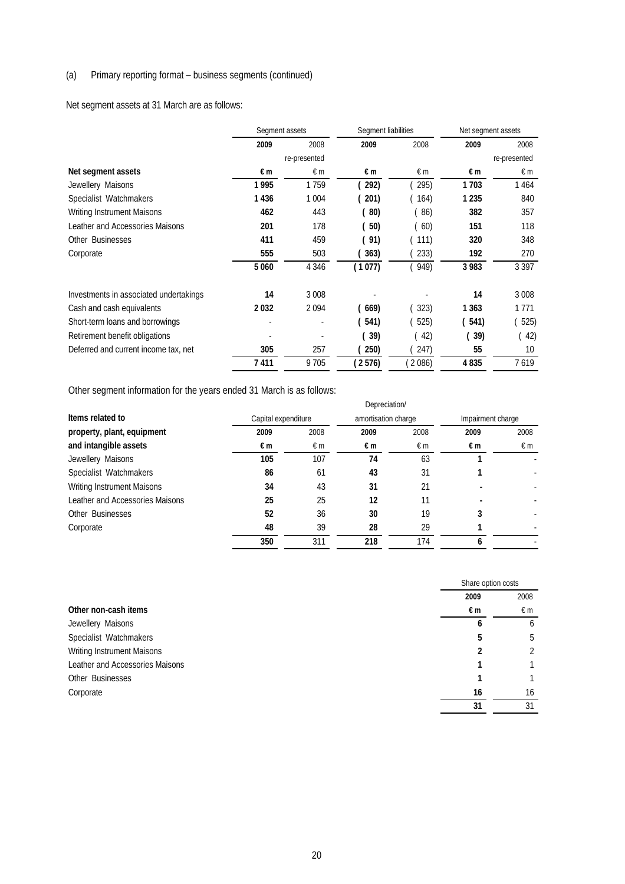(a) Primary reporting format – business segments (continued)

Net segment assets at 31 March are as follows:

| | Segment assets | | Segment liabilities | | Net segment assets | |
|---|---|---|---|---|---|---|
| | **2009** | 2008 | **2009** | 2008 | **2009** | 2008 |
| | | re-presented | | | | re-presented |
| **Net segment assets** | **€ m** | € m | **€ m** | € m | **€ m** | € m |
| Jewellery Maisons | **1 995** | 1 759 | **( 292)** | ( 295) | **1 703** | 1 464 |
| Specialist Watchmakers | **1 436** | 1 004 | **( 201)** | ( 164) | **1 235** | 840 |
| Writing Instrument Maisons | **462** | 443 | **( 80)** | ( 86) | **382** | 357 |
| Leather and Accessories Maisons | **201** | 178 | **( 50)** | ( 60) | **151** | 118 |
| Other Businesses | **411** | 459 | **( 91)** | ( 111) | **320** | 348 |
| Corporate | **555** | 503 | **( 363)** | ( 233) | **192** | 270 |
| | **5 060** | 4 346 | **( 1 077)** | ( 949) | **3 983** | 3 397 |
| Investments in associated undertakings | **14** | 3 008 | **-** | - | **14** | 3 008 |
| Cash and cash equivalents | **2 032** | 2 094 | **( 669)** | ( 323) | **1 363** | 1 771 |
| Short-term loans and borrowings | **-** | - | **( 541)** | ( 525) | **( 541)** | ( 525) |
| Retirement benefit obligations | **-** | - | **( 39)** | ( 42) | **( 39)** | ( 42) |
| Deferred and current income tax, net | **305** | 257 | **( 250)** | ( 247) | **55** | 10 |
| | **7 411** | 9 705 | **( 2 576)** | ( 2 086) | **4 835** | 7 619 |

Other segment information for the years ended 31 March is as follows:

| **Items related to property, plant, equipment and intangible assets** | Capital expenditure | | Depreciation/ amortisation charge | | Impairment charge | |
|---|---|---|---|---|---|---|
| | **2009** | 2008 | **2009** | 2008 | **2009** | 2008 |
| | **€ m** | € m | **€ m** | € m | **€ m** | € m |
| Jewellery Maisons | **105** | 107 | **74** | 63 | **1** | - |
| Specialist Watchmakers | **86** | 61 | **43** | 31 | **1** | - |
| Writing Instrument Maisons | **34** | 43 | **31** | 21 | **-** | - |
| Leather and Accessories Maisons | **25** | 25 | **12** | 11 | **-** | - |
| Other Businesses | **52** | 36 | **30** | 19 | **3** | - |
| Corporate | **48** | 39 | **28** | 29 | **1** | - |
| | **350** | 311 | **218** | 174 | **6** | - |

| | Share option costs | |
|---|---|---|
| | **2009** | 2008 |
| **Other non-cash items** | **€ m** | € m |
| Jewellery Maisons | **6** | 6 |
| Specialist Watchmakers | **5** | 5 |
| Writing Instrument Maisons | **2** | 2 |
| Leather and Accessories Maisons | **1** | 1 |
| Other Businesses | **1** | 1 |
| Corporate | **16** | 16 |
| | **31** | 31 |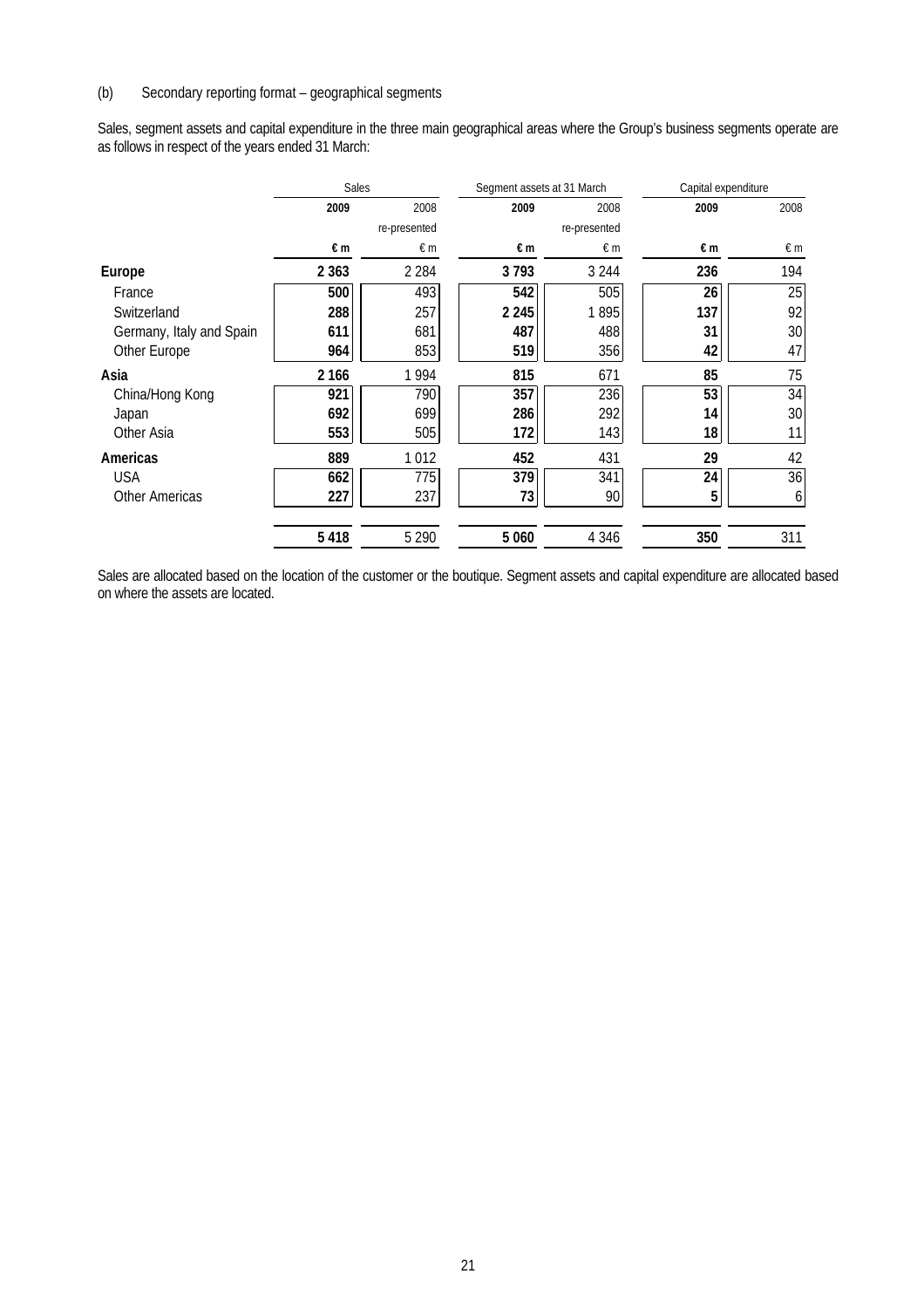(b) Secondary reporting format – geographical segments

Sales, segment assets and capital expenditure in the three main geographical areas where the Group's business segments operate are as follows in respect of the years ended 31 March:

| | Sales | | Segment assets at 31 March | | Capital expenditure | |
|---|---|---|---|---|---|---|
| | **2009** | 2008 re-presented | **2009** | 2008 re-presented | **2009** | 2008 |
| | **€ m** | € m | **€ m** | € m | **€ m** | € m |
| **Europe** | **2 363** | 2 284 | **3 793** | 3 244 | **236** | 194 |
| France | **500** | 493 | **542** | 505 | **26** | 25 |
| Switzerland | **288** | 257 | **2 245** | 1 895 | **137** | 92 |
| Germany, Italy and Spain | **611** | 681 | **487** | 488 | **31** | 30 |
| Other Europe | **964** | 853 | **519** | 356 | **42** | 47 |
| **Asia** | **2 166** | 1 994 | **815** | 671 | **85** | 75 |
| China/Hong Kong | **921** | 790 | **357** | 236 | **53** | 34 |
| Japan | **692** | 699 | **286** | 292 | **14** | 30 |
| Other Asia | **553** | 505 | **172** | 143 | **18** | 11 |
| **Americas** | **889** | 1 012 | **452** | 431 | **29** | 42 |
| USA | **662** | 775 | **379** | 341 | **24** | 36 |
| Other Americas | **227** | 237 | **73** | 90 | **5** | 6 |
| | **5 418** | 5 290 | **5 060** | 4 346 | **350** | 311 |

Sales are allocated based on the location of the customer or the boutique. Segment assets and capital expenditure are allocated based on where the assets are located.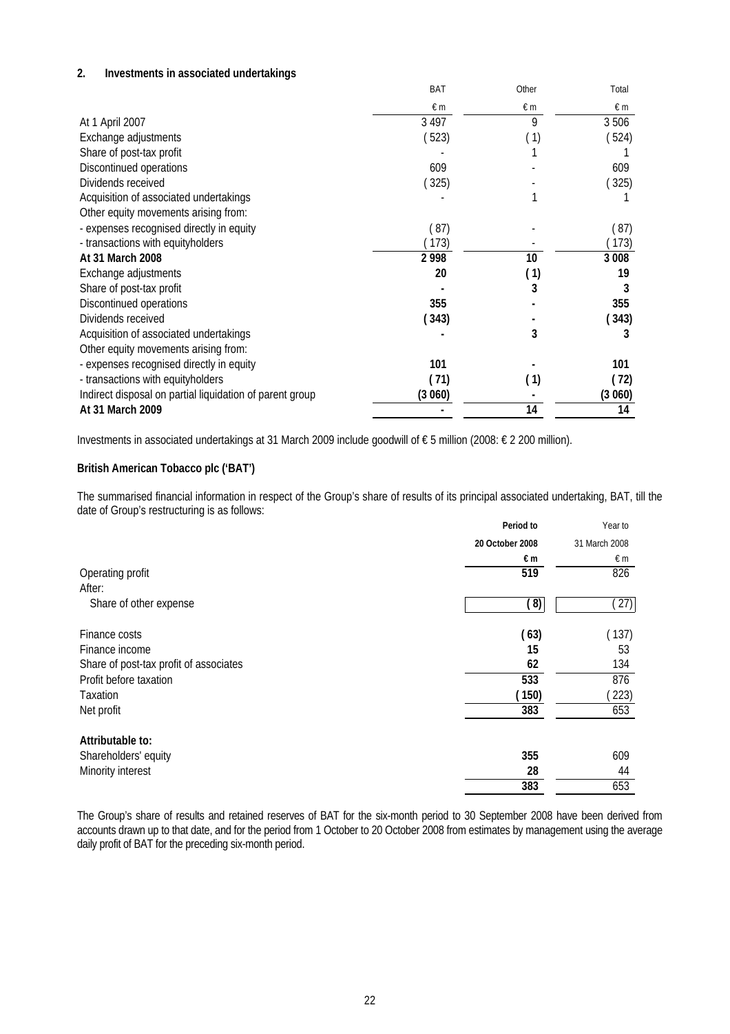## 2. Investments in associated undertakings

| | BAT | Other | Total |
|---|---|---|---|
| | € m | € m | € m |
| At 1 April 2007 | 3 497 | 9 | 3 506 |
| Exchange adjustments | ( 523) | ( 1) | ( 524) |
| Share of post-tax profit | - | 1 | 1 |
| Discontinued operations | 609 | - | 609 |
| Dividends received | ( 325) | - | ( 325) |
| Acquisition of associated undertakings | - | 1 | 1 |
| Other equity movements arising from: | | | |
| - expenses recognised directly in equity | ( 87) | - | ( 87) |
| - transactions with equityholders | ( 173) | - | ( 173) |
| **At 31 March 2008** | **2 998** | **10** | **3 008** |
| Exchange adjustments | **20** | **( 1)** | **19** |
| Share of post-tax profit | **-** | **3** | **3** |
| Discontinued operations | **355** | **-** | **355** |
| Dividends received | **( 343)** | **-** | **( 343)** |
| Acquisition of associated undertakings | **-** | **3** | **3** |
| Other equity movements arising from: | | | |
| - expenses recognised directly in equity | **101** | **-** | **101** |
| - transactions with equityholders | **( 71)** | **( 1)** | **( 72)** |
| Indirect disposal on partial liquidation of parent group | **(3 060)** | **-** | **(3 060)** |
| **At 31 March 2009** | **-** | **14** | **14** |

Investments in associated undertakings at 31 March 2009 include goodwill of € 5 million (2008: € 2 200 million).

**British American Tobacco plc ('BAT')**

The summarised financial information in respect of the Group's share of results of its principal associated undertaking, BAT, till the date of Group's restructuring is as follows:

| | **Period to 20 October 2008** | Year to 31 March 2008 |
|---|---|---|
| | **€ m** | € m |
| Operating profit | **519** | 826 |
| After: | | |
| Share of other expense | **( 8)** | ( 27) |
| Finance costs | **( 63)** | ( 137) |
| Finance income | **15** | 53 |
| Share of post-tax profit of associates | **62** | 134 |
| Profit before taxation | **533** | 876 |
| Taxation | **( 150)** | ( 223) |
| Net profit | **383** | 653 |
| **Attributable to:** | | |
| Shareholders' equity | **355** | 609 |
| Minority interest | **28** | 44 |
| | **383** | 653 |

The Group's share of results and retained reserves of BAT for the six-month period to 30 September 2008 have been derived from accounts drawn up to that date, and for the period from 1 October to 20 October 2008 from estimates by management using the average daily profit of BAT for the preceding six-month period.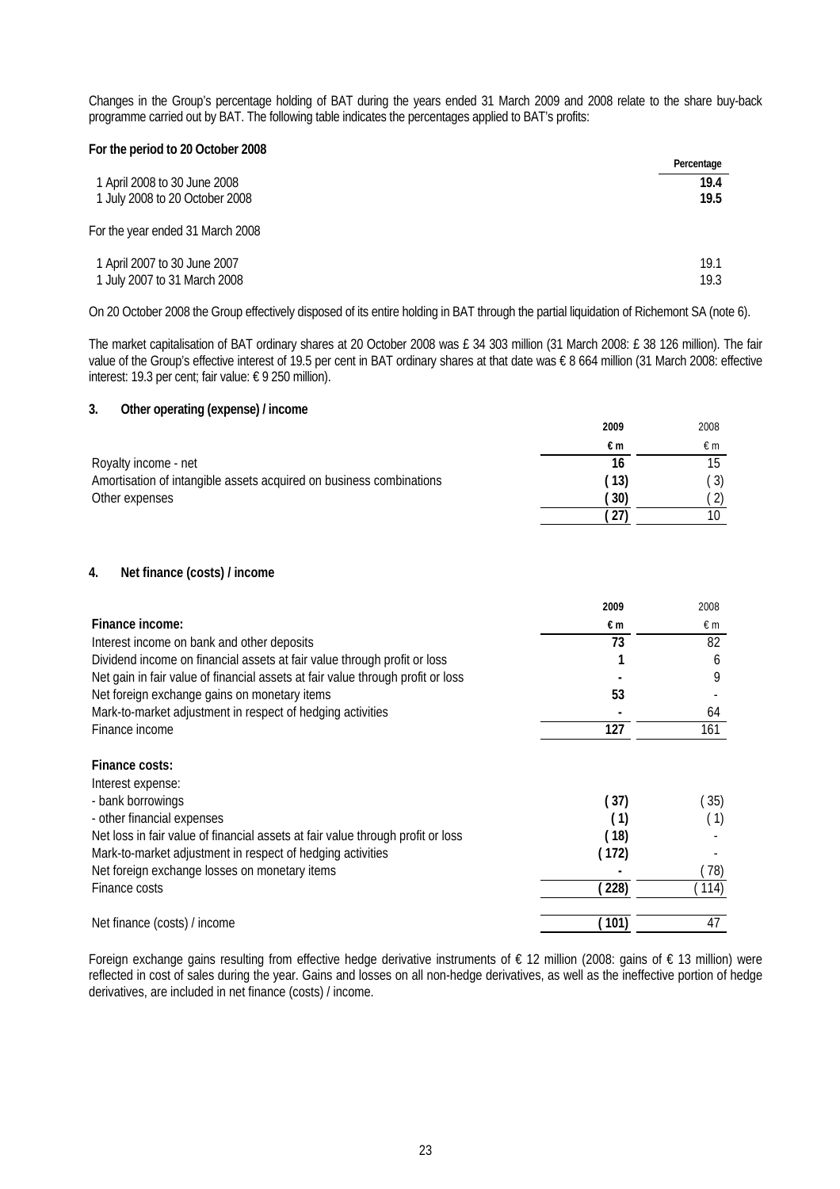Changes in the Group's percentage holding of BAT during the years ended 31 March 2009 and 2008 relate to the share buy-back programme carried out by BAT. The following table indicates the percentages applied to BAT's profits:

| | Percentage |
|---|---|
| **For the period to 20 October 2008** | |
| 1 April 2008 to 30 June 2008 | **19.4** |
| 1 July 2008 to 20 October 2008 | **19.5** |
| For the year ended 31 March 2008 | |
| 1 April 2007 to 30 June 2007 | 19.1 |
| 1 July 2007 to 31 March 2008 | 19.3 |

On 20 October 2008 the Group effectively disposed of its entire holding in BAT through the partial liquidation of Richemont SA (note 6).

The market capitalisation of BAT ordinary shares at 20 October 2008 was £ 34 303 million (31 March 2008: £ 38 126 million). The fair value of the Group's effective interest of 19.5 per cent in BAT ordinary shares at that date was € 8 664 million (31 March 2008: effective interest: 19.3 per cent; fair value: € 9 250 million).

## 3. Other operating (expense) / income

| | 2009 | 2008 |
|---|---|---|
| | € m | € m |
| Royalty income - net | **16** | 15 |
| Amortisation of intangible assets acquired on business combinations | **( 13)** | ( 3) |
| Other expenses | **( 30)** | ( 2) |
| | **( 27)** | 10 |

## 4. Net finance (costs) / income

| | 2009 | 2008 |
|---|---|---|
| **Finance income:** | € m | € m |
| Interest income on bank and other deposits | **73** | 82 |
| Dividend income on financial assets at fair value through profit or loss | **1** | 6 |
| Net gain in fair value of financial assets at fair value through profit or loss | **-** | 9 |
| Net foreign exchange gains on monetary items | **53** | - |
| Mark-to-market adjustment in respect of hedging activities | **-** | 64 |
| Finance income | **127** | 161 |
| **Finance costs:** | | |
| Interest expense: | | |
| - bank borrowings | **( 37)** | ( 35) |
| - other financial expenses | **( 1)** | ( 1) |
| Net loss in fair value of financial assets at fair value through profit or loss | **( 18)** | - |
| Mark-to-market adjustment in respect of hedging activities | **( 172)** | - |
| Net foreign exchange losses on monetary items | **-** | ( 78) |
| Finance costs | **( 228)** | ( 114) |
| Net finance (costs) / income | **( 101)** | 47 |

Foreign exchange gains resulting from effective hedge derivative instruments of € 12 million (2008: gains of € 13 million) were reflected in cost of sales during the year. Gains and losses on all non-hedge derivatives, as well as the ineffective portion of hedge derivatives, are included in net finance (costs) / income.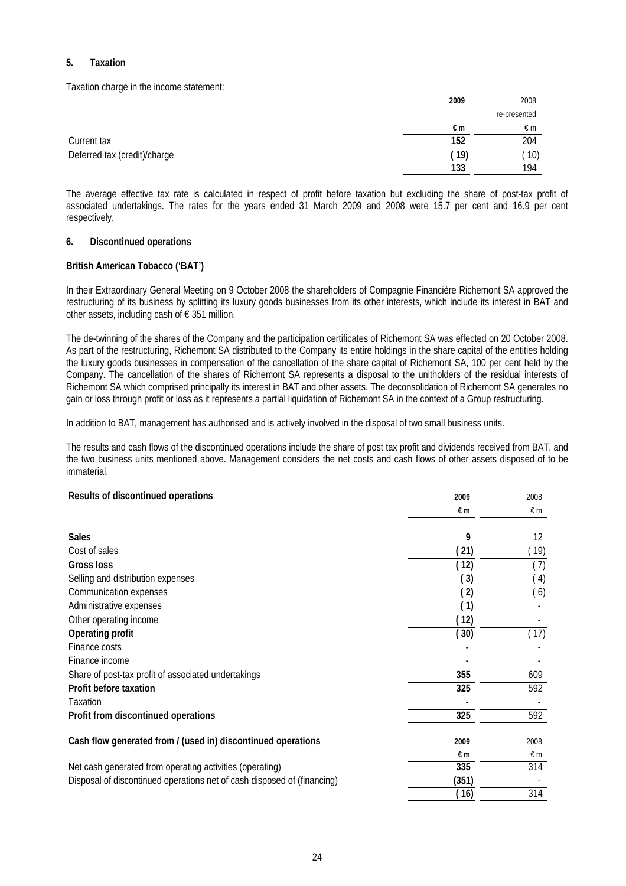## 5. Taxation

Taxation charge in the income statement:

| | 2009 | 2008 |
|---|---|---|
| | | re-presented |
| | € m | € m |
| Current tax | 152 | 204 |
| Deferred tax (credit)/charge | ( 19) | ( 10) |
| | 133 | 194 |

The average effective tax rate is calculated in respect of profit before taxation but excluding the share of post-tax profit of associated undertakings. The rates for the years ended 31 March 2009 and 2008 were 15.7 per cent and 16.9 per cent respectively.

## 6. Discontinued operations

**British American Tobacco ('BAT')**

In their Extraordinary General Meeting on 9 October 2008 the shareholders of Compagnie Financière Richemont SA approved the restructuring of its business by splitting its luxury goods businesses from its other interests, which include its interest in BAT and other assets, including cash of € 351 million.

The de-twinning of the shares of the Company and the participation certificates of Richemont SA was effected on 20 October 2008. As part of the restructuring, Richemont SA distributed to the Company its entire holdings in the share capital of the entities holding the luxury goods businesses in compensation of the cancellation of the share capital of Richemont SA, 100 per cent held by the Company. The cancellation of the shares of Richemont SA represents a disposal to the unitholders of the residual interests of Richemont SA which comprised principally its interest in BAT and other assets. The deconsolidation of Richemont SA generates no gain or loss through profit or loss as it represents a partial liquidation of Richemont SA in the context of a Group restructuring.

In addition to BAT, management has authorised and is actively involved in the disposal of two small business units.

The results and cash flows of the discontinued operations include the share of post tax profit and dividends received from BAT, and the two business units mentioned above. Management considers the net costs and cash flows of other assets disposed of to be immaterial.

| **Results of discontinued operations** | 2009 | 2008 |
|---|---|---|
| | € m | € m |
| **Sales** | 9 | 12 |
| Cost of sales | ( 21) | ( 19) |
| **Gross loss** | ( 12) | ( 7) |
| Selling and distribution expenses | ( 3) | ( 4) |
| Communication expenses | ( 2) | ( 6) |
| Administrative expenses | ( 1) | - |
| Other operating income | ( 12) | - |
| **Operating profit** | ( 30) | ( 17) |
| Finance costs | - | - |
| Finance income | - | - |
| Share of post-tax profit of associated undertakings | 355 | 609 |
| **Profit before taxation** | 325 | 592 |
| Taxation | - | - |
| **Profit from discontinued operations** | 325 | 592 |

| **Cash flow generated from / (used in) discontinued operations** | 2009 | 2008 |
|---|---|---|
| | € m | € m |
| Net cash generated from operating activities (operating) | 335 | 314 |
| Disposal of discontinued operations net of cash disposed of (financing) | (351) | - |
| | ( 16) | 314 |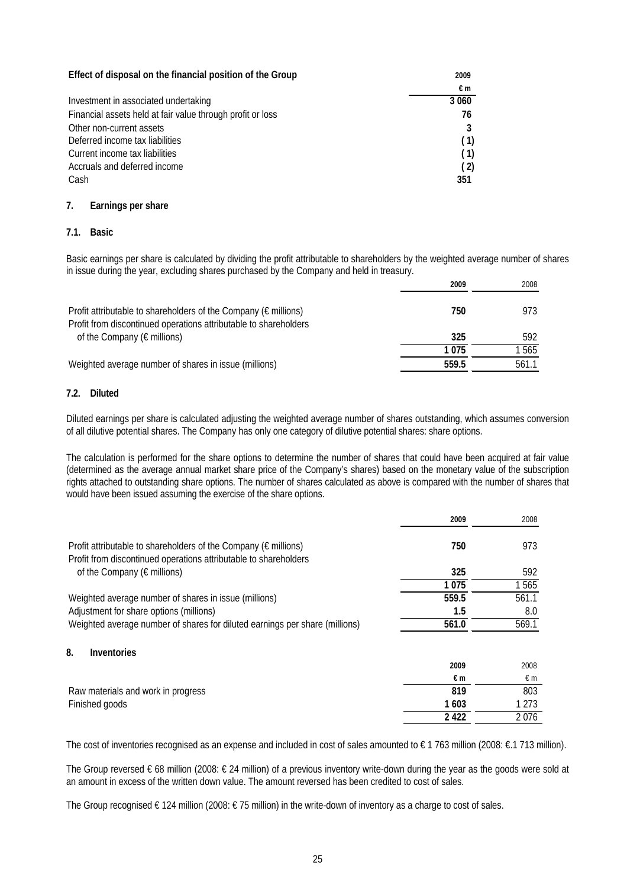**Effect of disposal on the financial position of the Group**

| | 2009 |
|---|---|
| | € m |
| Investment in associated undertaking | 3 060 |
| Financial assets held at fair value through profit or loss | 76 |
| Other non-current assets | 3 |
| Deferred income tax liabilities | ( 1) |
| Current income tax liabilities | ( 1) |
| Accruals and deferred income | ( 2) |
| Cash | 351 |

## 7. Earnings per share

### 7.1. Basic

Basic earnings per share is calculated by dividing the profit attributable to shareholders by the weighted average number of shares in issue during the year, excluding shares purchased by the Company and held in treasury.

| | 2009 | 2008 |
|---|---|---|
| Profit attributable to shareholders of the Company (€ millions) | 750 | 973 |
| Profit from discontinued operations attributable to shareholders of the Company (€ millions) | 325 | 592 |
| | 1 075 | 1 565 |
| Weighted average number of shares in issue (millions) | 559.5 | 561.1 |

### 7.2. Diluted

Diluted earnings per share is calculated adjusting the weighted average number of shares outstanding, which assumes conversion of all dilutive potential shares. The Company has only one category of dilutive potential shares: share options.

The calculation is performed for the share options to determine the number of shares that could have been acquired at fair value (determined as the average annual market share price of the Company's shares) based on the monetary value of the subscription rights attached to outstanding share options. The number of shares calculated as above is compared with the number of shares that would have been issued assuming the exercise of the share options.

| | 2009 | 2008 |
|---|---|---|
| Profit attributable to shareholders of the Company (€ millions) | 750 | 973 |
| Profit from discontinued operations attributable to shareholders of the Company (€ millions) | 325 | 592 |
| | 1 075 | 1 565 |
| Weighted average number of shares in issue (millions) | 559.5 | 561.1 |
| Adjustment for share options (millions) | 1.5 | 8.0 |
| Weighted average number of shares for diluted earnings per share (millions) | 561.0 | 569.1 |

## 8. Inventories

| | 2009 | 2008 |
|---|---|---|
| | € m | € m |
| Raw materials and work in progress | 819 | 803 |
| Finished goods | 1 603 | 1 273 |
| | 2 422 | 2 076 |

The cost of inventories recognised as an expense and included in cost of sales amounted to € 1 763 million (2008: €.1 713 million).

The Group reversed € 68 million (2008: € 24 million) of a previous inventory write-down during the year as the goods were sold at an amount in excess of the written down value. The amount reversed has been credited to cost of sales.

The Group recognised € 124 million (2008: € 75 million) in the write-down of inventory as a charge to cost of sales.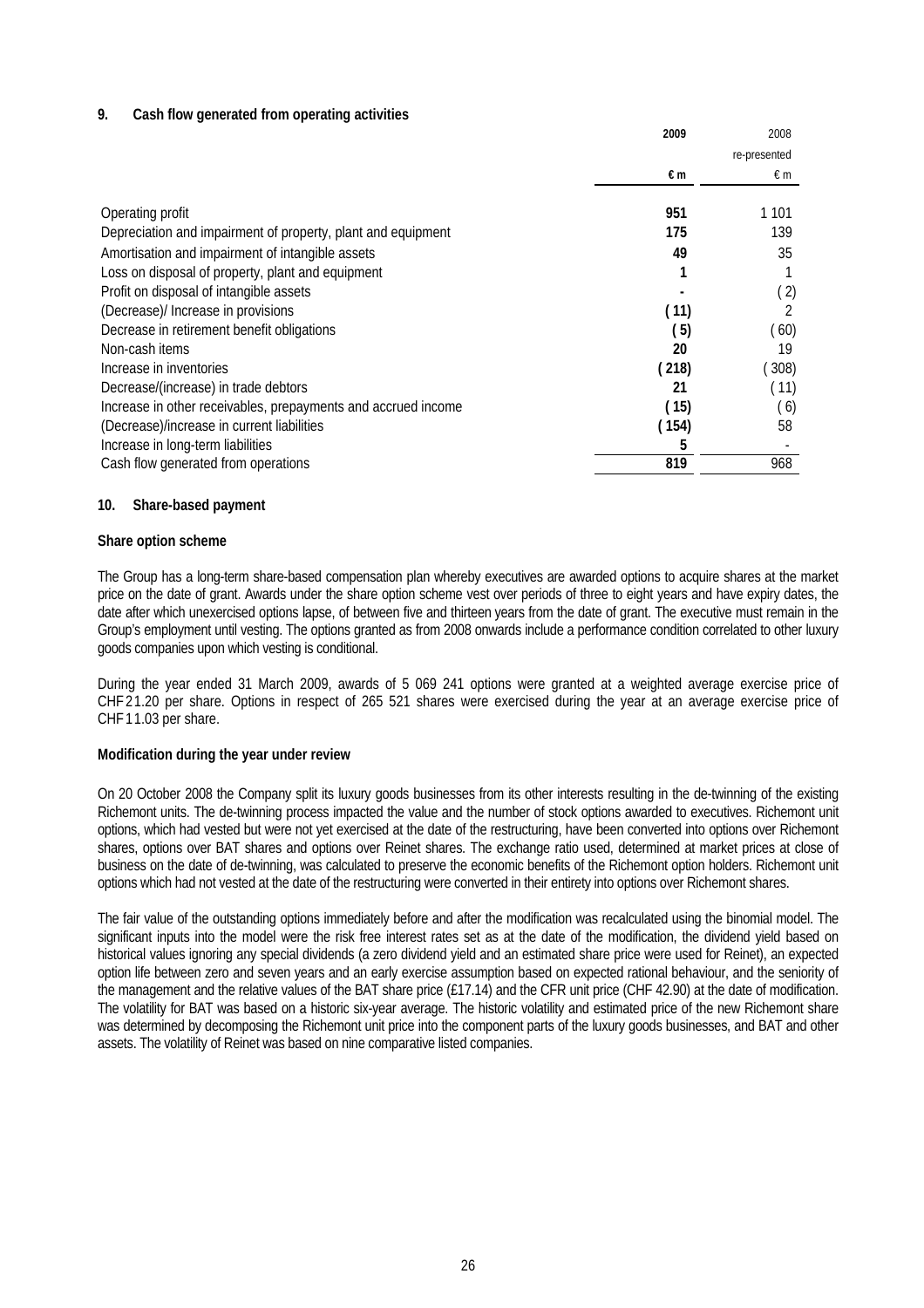## 9. Cash flow generated from operating activities

| | 2009 | 2008 |
|---|---|---|
| | | re-presented |
| | € m | € m |
| Operating profit | 951 | 1 101 |
| Depreciation and impairment of property, plant and equipment | 175 | 139 |
| Amortisation and impairment of intangible assets | 49 | 35 |
| Loss on disposal of property, plant and equipment | 1 | 1 |
| Profit on disposal of intangible assets | - | ( 2) |
| (Decrease)/ Increase in provisions | ( 11) | 2 |
| Decrease in retirement benefit obligations | ( 5) | ( 60) |
| Non-cash items | 20 | 19 |
| Increase in inventories | ( 218) | ( 308) |
| Decrease/(increase) in trade debtors | 21 | ( 11) |
| Increase in other receivables, prepayments and accrued income | ( 15) | ( 6) |
| (Decrease)/increase in current liabilities | ( 154) | 58 |
| Increase in long-term liabilities | 5 | - |
| Cash flow generated from operations | 819 | 968 |

## 10. Share-based payment

**Share option scheme**

The Group has a long-term share-based compensation plan whereby executives are awarded options to acquire shares at the market price on the date of grant. Awards under the share option scheme vest over periods of three to eight years and have expiry dates, the date after which unexercised options lapse, of between five and thirteen years from the date of grant. The executive must remain in the Group's employment until vesting. The options granted as from 2008 onwards include a performance condition correlated to other luxury goods companies upon which vesting is conditional.

During the year ended 31 March 2009, awards of 5 069 241 options were granted at a weighted average exercise price of CHF 21.20 per share. Options in respect of 265 521 shares were exercised during the year at an average exercise price of CHF 11.03 per share.

**Modification during the year under review**

On 20 October 2008 the Company split its luxury goods businesses from its other interests resulting in the de-twinning of the existing Richemont units. The de-twinning process impacted the value and the number of stock options awarded to executives. Richemont unit options, which had vested but were not yet exercised at the date of the restructuring, have been converted into options over Richemont shares, options over BAT shares and options over Reinet shares. The exchange ratio used, determined at market prices at close of business on the date of de-twinning, was calculated to preserve the economic benefits of the Richemont option holders. Richemont unit options which had not vested at the date of the restructuring were converted in their entirety into options over Richemont shares.

The fair value of the outstanding options immediately before and after the modification was recalculated using the binomial model. The significant inputs into the model were the risk free interest rates set as at the date of the modification, the dividend yield based on historical values ignoring any special dividends (a zero dividend yield and an estimated share price were used for Reinet), an expected option life between zero and seven years and an early exercise assumption based on expected rational behaviour, and the seniority of the management and the relative values of the BAT share price (£17.14) and the CFR unit price (CHF 42.90) at the date of modification. The volatility for BAT was based on a historic six-year average. The historic volatility and estimated price of the new Richemont share was determined by decomposing the Richemont unit price into the component parts of the luxury goods businesses, and BAT and other assets. The volatility of Reinet was based on nine comparative listed companies.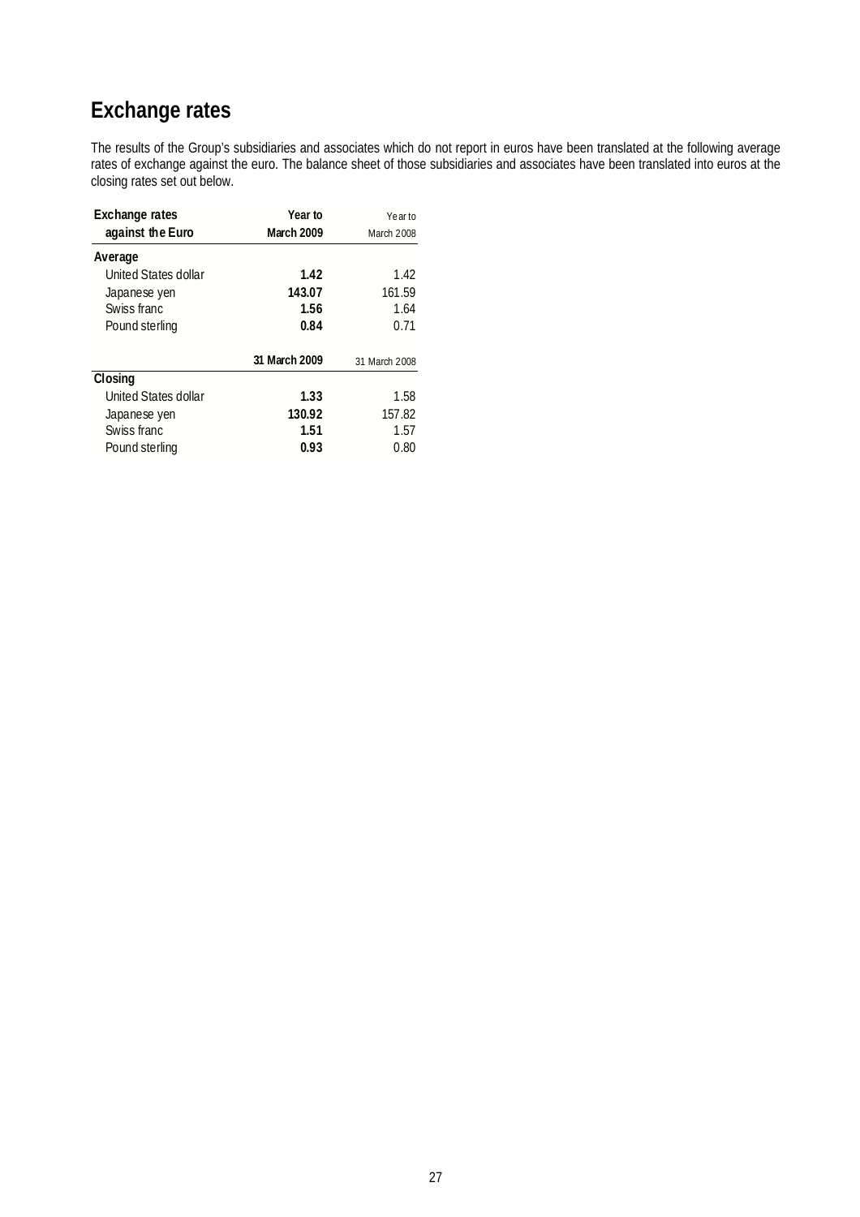# Exchange rates

The results of the Group's subsidiaries and associates which do not report in euros have been translated at the following average rates of exchange against the euro. The balance sheet of those subsidiaries and associates have been translated into euros at the closing rates set out below.

| Exchange rates against the Euro | Year to March 2009 | Year to March 2008 |
|---|---|---|
| **Average** | | |
| United States dollar | **1.42** | 1.42 |
| Japanese yen | **143.07** | 161.59 |
| Swiss franc | **1.56** | 1.64 |
| Pound sterling | **0.84** | 0.71 |
| | **31 March 2009** | 31 March 2008 |
| **Closing** | | |
| United States dollar | **1.33** | 1.58 |
| Japanese yen | **130.92** | 157.82 |
| Swiss franc | **1.51** | 1.57 |
| Pound sterling | **0.93** | 0.80 |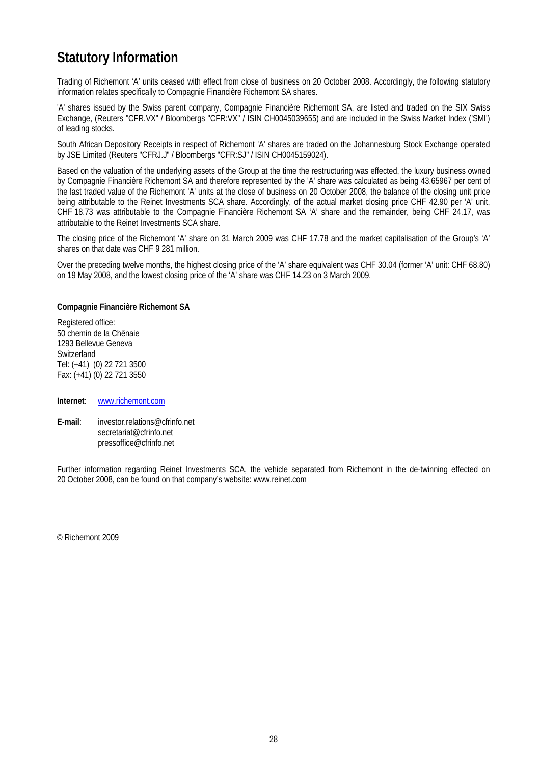# Statutory Information

Trading of Richemont 'A' units ceased with effect from close of business on 20 October 2008. Accordingly, the following statutory information relates specifically to Compagnie Financière Richemont SA shares.

'A' shares issued by the Swiss parent company, Compagnie Financière Richemont SA, are listed and traded on the SIX Swiss Exchange, (Reuters "CFR.VX" / Bloombergs "CFR:VX" / ISIN CH0045039655) and are included in the Swiss Market Index ('SMI') of leading stocks.

South African Depository Receipts in respect of Richemont 'A' shares are traded on the Johannesburg Stock Exchange operated by JSE Limited (Reuters "CFRJ.J" / Bloombergs "CFR:SJ" / ISIN CH0045159024).

Based on the valuation of the underlying assets of the Group at the time the restructuring was effected, the luxury business owned by Compagnie Financière Richemont SA and therefore represented by the 'A' share was calculated as being 43.65967 per cent of the last traded value of the Richemont 'A' units at the close of business on 20 October 2008, the balance of the closing unit price being attributable to the Reinet Investments SCA share. Accordingly, of the actual market closing price CHF 42.90 per 'A' unit, CHF 18.73 was attributable to the Compagnie Financière Richemont SA 'A' share and the remainder, being CHF 24.17, was attributable to the Reinet Investments SCA share.

The closing price of the Richemont 'A' share on 31 March 2009 was CHF 17.78 and the market capitalisation of the Group's 'A' shares on that date was CHF 9 281 million.

Over the preceding twelve months, the highest closing price of the 'A' share equivalent was CHF 30.04 (former 'A' unit: CHF 68.80) on 19 May 2008, and the lowest closing price of the 'A' share was CHF 14.23 on 3 March 2009.

**Compagnie Financière Richemont SA**

Registered office:
50 chemin de la Chênaie
1293 Bellevue Geneva
Switzerland
Tel: (+41) (0) 22 721 3500
Fax: (+41) (0) 22 721 3550

**Internet**: www.richemont.com

**E-mail**: investor.relations@cfrinfo.net
secretariat@cfrinfo.net
pressoffice@cfrinfo.net

Further information regarding Reinet Investments SCA, the vehicle separated from Richemont in the de-twinning effected on 20 October 2008, can be found on that company's website: www.reinet.com

© Richemont 2009